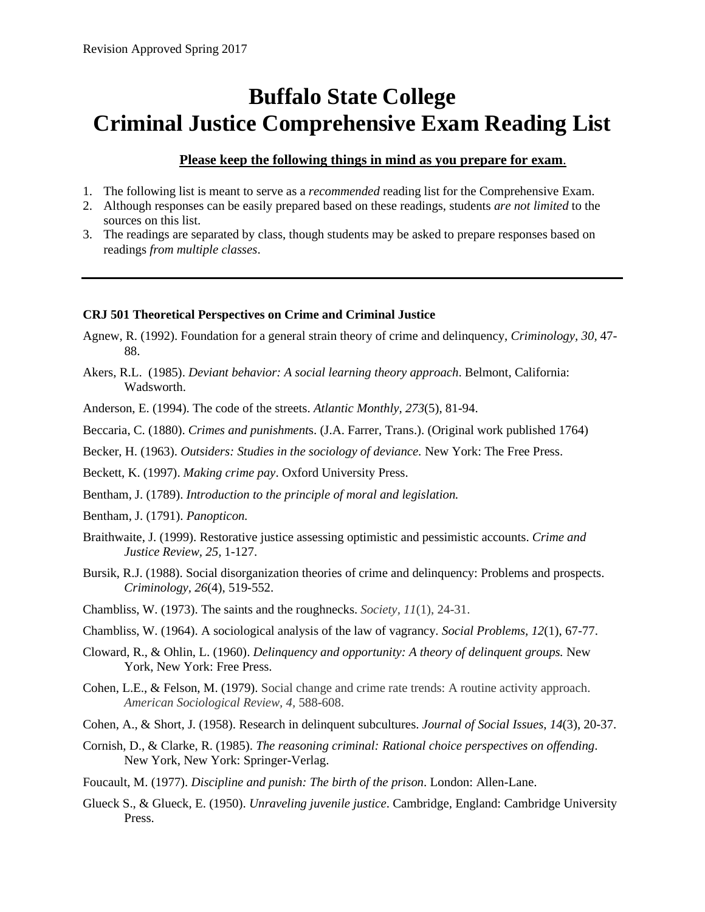Revision Approved Spring 2017

# Buffalo State College
# Criminal Justice Comprehensive Exam Reading List

**<u>Please keep the following things in mind as you prepare for exam</u>.**

1. The following list is meant to serve as a *recommended* reading list for the Comprehensive Exam.
2. Although responses can be easily prepared based on these readings, students *are not limited* to the sources on this list.
3. The readings are separated by class, though students may be asked to prepare responses based on readings *from multiple classes*.

---

**CRJ 501 Theoretical Perspectives on Crime and Criminal Justice**

Agnew, R. (1992). Foundation for a general strain theory of crime and delinquency, *Criminology, 30*, 47-88.

Akers, R.L. (1985). *Deviant behavior: A social learning theory approach*. Belmont, California: Wadsworth.

Anderson, E. (1994). The code of the streets. *Atlantic Monthly, 273*(5), 81-94.

Beccaria, C. (1880). *Crimes and punishments*. (J.A. Farrer, Trans.). (Original work published 1764)

Becker, H. (1963). *Outsiders: Studies in the sociology of deviance.* New York: The Free Press.

Beckett, K. (1997). *Making crime pay*. Oxford University Press.

Bentham, J. (1789). *Introduction to the principle of moral and legislation.*

Bentham, J. (1791). *Panopticon.*

Braithwaite, J. (1999). Restorative justice assessing optimistic and pessimistic accounts. *Crime and Justice Review, 25,* 1-127.

Bursik, R.J. (1988). Social disorganization theories of crime and delinquency: Problems and prospects. *Criminology, 26*(4), 519-552.

Chambliss, W. (1973). The saints and the roughnecks. *Society, 11*(1), 24-31.

Chambliss, W. (1964). A sociological analysis of the law of vagrancy. *Social Problems, 12*(1), 67-77.

Cloward, R., & Ohlin, L. (1960). *Delinquency and opportunity: A theory of delinquent groups.* New York, New York: Free Press.

Cohen, L.E., & Felson, M. (1979). Social change and crime rate trends: A routine activity approach. *American Sociological Review, 4*, 588-608.

Cohen, A., & Short, J. (1958). Research in delinquent subcultures. *Journal of Social Issues, 14*(3), 20-37.

Cornish, D., & Clarke, R. (1985). *The reasoning criminal: Rational choice perspectives on offending*. New York, New York: Springer-Verlag.

Foucault, M. (1977). *Discipline and punish: The birth of the prison*. London: Allen-Lane.

Glueck S., & Glueck, E. (1950). *Unraveling juvenile justice*. Cambridge, England: Cambridge University Press.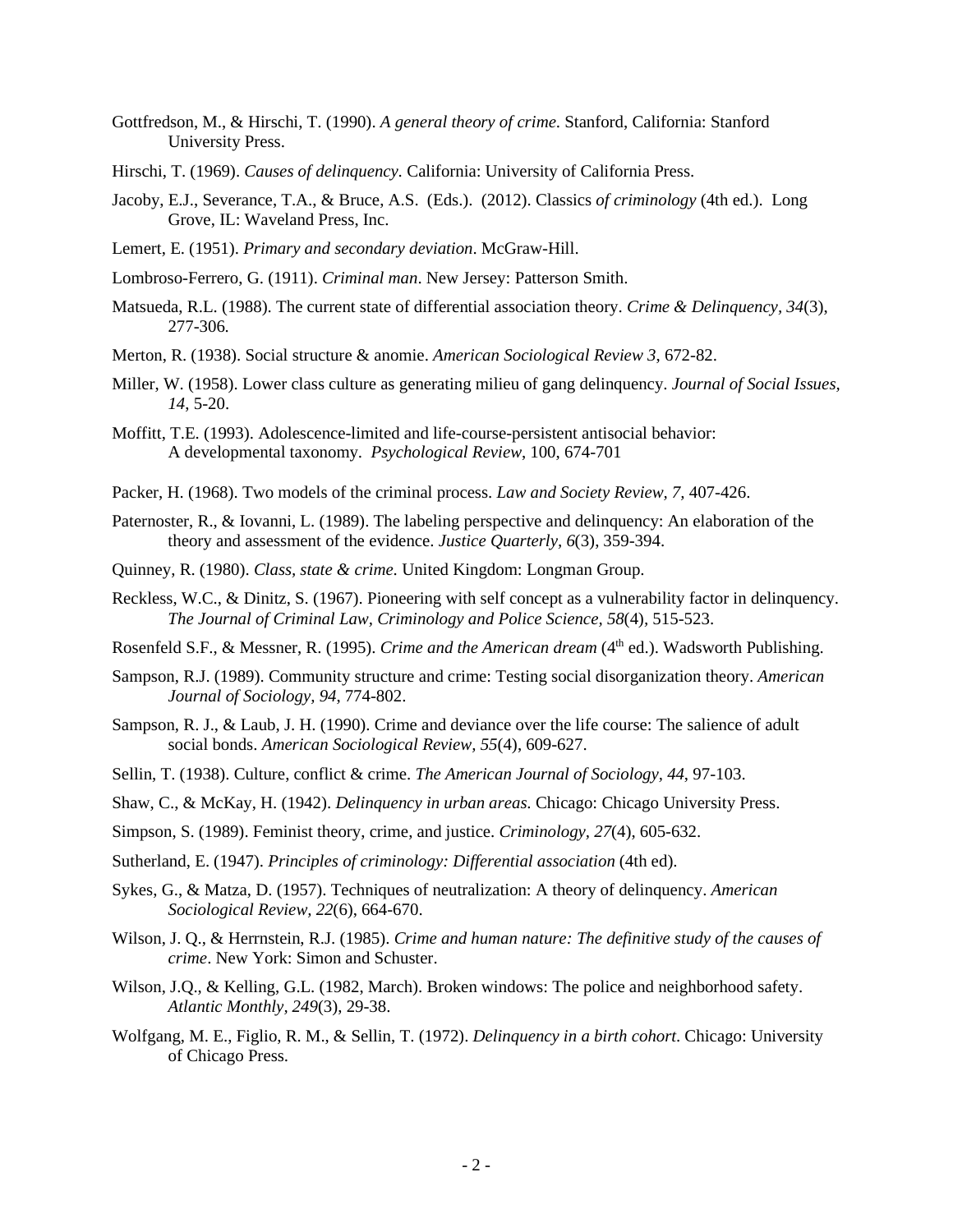Gottfredson, M., & Hirschi, T. (1990). *A general theory of crime.* Stanford, California: Stanford University Press.

Hirschi, T. (1969). *Causes of delinquency.* California: University of California Press.

Jacoby, E.J., Severance, T.A., & Bruce, A.S. (Eds.). (2012). Classics *of criminology* (4th ed.). Long Grove, IL: Waveland Press, Inc.

Lemert, E. (1951). *Primary and secondary deviation*. McGraw-Hill.

Lombroso-Ferrero, G. (1911). *Criminal man*. New Jersey: Patterson Smith.

Matsueda, R.L. (1988). The current state of differential association theory. *Crime & Delinquency, 34*(3), 277-306.

Merton, R. (1938). Social structure & anomie. *American Sociological Review 3*, 672-82.

Miller, W. (1958). Lower class culture as generating milieu of gang delinquency. *Journal of Social Issues, 14,* 5-20.

Moffitt, T.E. (1993). Adolescence-limited and life-course-persistent antisocial behavior: A developmental taxonomy. *Psychological Review*, 100, 674-701

Packer, H. (1968). Two models of the criminal process. *Law and Society Review, 7,* 407-426.

Paternoster, R., & Iovanni, L. (1989). The labeling perspective and delinquency: An elaboration of the theory and assessment of the evidence. *Justice Quarterly, 6*(3), 359-394.

Quinney, R. (1980). *Class, state & crime.* United Kingdom: Longman Group.

Reckless, W.C., & Dinitz, S. (1967). Pioneering with self concept as a vulnerability factor in delinquency. *The Journal of Criminal Law, Criminology and Police Science, 58*(4), 515-523.

Rosenfeld S.F., & Messner, R. (1995). *Crime and the American dream* (4th ed.). Wadsworth Publishing.

Sampson, R.J. (1989). Community structure and crime: Testing social disorganization theory. *American Journal of Sociology, 94*, 774-802.

Sampson, R. J., & Laub, J. H. (1990). Crime and deviance over the life course: The salience of adult social bonds. *American Sociological Review, 55*(4), 609-627.

Sellin, T. (1938). Culture, conflict & crime. *The American Journal of Sociology, 44*, 97-103.

Shaw, C., & McKay, H. (1942). *Delinquency in urban areas.* Chicago: Chicago University Press.

Simpson, S. (1989). Feminist theory, crime, and justice. *Criminology, 27*(4), 605-632.

Sutherland, E. (1947). *Principles of criminology: Differential association* (4th ed).

Sykes, G., & Matza, D. (1957). Techniques of neutralization: A theory of delinquency. *American Sociological Review, 22*(6), 664-670.

Wilson, J. Q., & Herrnstein, R.J. (1985). *Crime and human nature: The definitive study of the causes of crime*. New York: Simon and Schuster.

Wilson, J.Q., & Kelling, G.L. (1982, March). Broken windows: The police and neighborhood safety. *Atlantic Monthly, 249*(3), 29-38.

Wolfgang, M. E., Figlio, R. M., & Sellin, T. (1972). *Delinquency in a birth cohort*. Chicago: University of Chicago Press.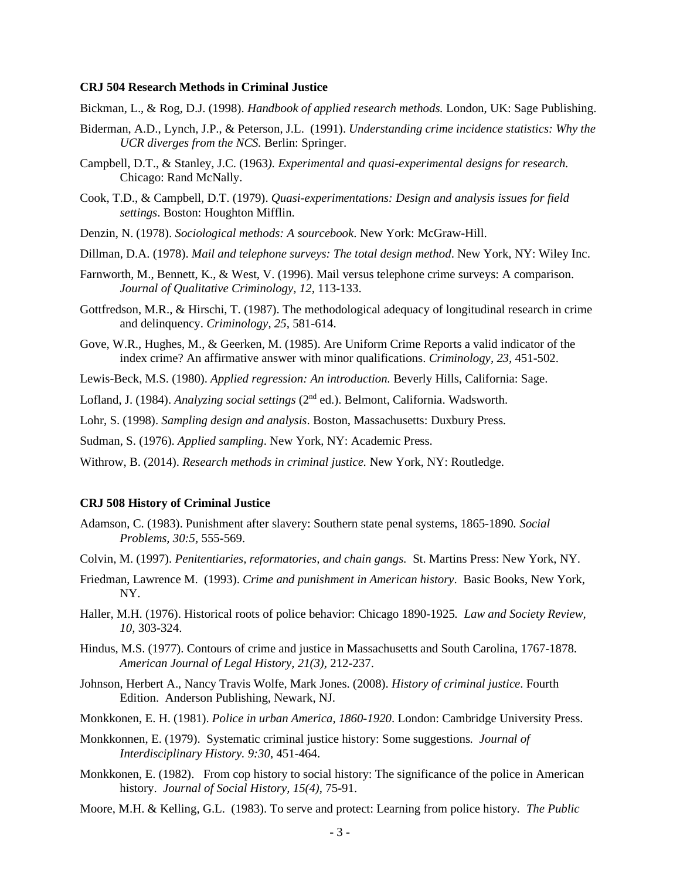**CRJ 504 Research Methods in Criminal Justice**

Bickman, L., & Rog, D.J. (1998). *Handbook of applied research methods.* London, UK: Sage Publishing.

Biderman, A.D., Lynch, J.P., & Peterson, J.L. (1991). *Understanding crime incidence statistics: Why the UCR diverges from the NCS.* Berlin: Springer.

Campbell, D.T., & Stanley, J.C. (1963*). Experimental and quasi-experimental designs for research.* Chicago: Rand McNally.

Cook, T.D., & Campbell, D.T. (1979). *Quasi-experimentations: Design and analysis issues for field settings*. Boston: Houghton Mifflin.

Denzin, N. (1978). *Sociological methods: A sourcebook*. New York: McGraw-Hill.

Dillman, D.A. (1978). *Mail and telephone surveys: The total design method*. New York, NY: Wiley Inc.

Farnworth, M., Bennett, K., & West, V. (1996). Mail versus telephone crime surveys: A comparison. *Journal of Qualitative Criminology, 12*, 113-133.

Gottfredson, M.R., & Hirschi, T. (1987). The methodological adequacy of longitudinal research in crime and delinquency. *Criminology, 25,* 581-614.

Gove, W.R., Hughes, M., & Geerken, M. (1985). Are Uniform Crime Reports a valid indicator of the index crime? An affirmative answer with minor qualifications. *Criminology, 23,* 451-502.

Lewis-Beck, M.S. (1980). *Applied regression: An introduction.* Beverly Hills, California: Sage.

Lofland, J. (1984). *Analyzing social settings* (2nd ed.). Belmont, California. Wadsworth.

Lohr, S. (1998). *Sampling design and analysis*. Boston, Massachusetts: Duxbury Press.

Sudman, S. (1976). *Applied sampling*. New York, NY: Academic Press.

Withrow, B. (2014). *Research methods in criminal justice.* New York, NY: Routledge.

**CRJ 508 History of Criminal Justice**

Adamson, C. (1983). Punishment after slavery: Southern state penal systems, 1865-1890. *Social Problems, 30:5*, 555-569.

Colvin, M. (1997). *Penitentiaries, reformatories, and chain gangs.* St. Martins Press: New York, NY.

Friedman, Lawrence M. (1993). *Crime and punishment in American history*. Basic Books, New York, NY.

Haller, M.H. (1976). Historical roots of police behavior: Chicago 1890-1925*. Law and Society Review, 10,* 303-324.

Hindus, M.S. (1977). Contours of crime and justice in Massachusetts and South Carolina, 1767-1878. *American Journal of Legal History, 21(3),* 212-237.

Johnson, Herbert A., Nancy Travis Wolfe, Mark Jones. (2008). *History of criminal justice*. Fourth Edition. Anderson Publishing, Newark, NJ.

Monkkonen, E. H. (1981). *Police in urban America, 1860-1920*. London: Cambridge University Press.

Monkkonnen, E. (1979). Systematic criminal justice history: Some suggestions*. Journal of Interdisciplinary History. 9:30*, 451-464.

Monkkonen, E. (1982). From cop history to social history: The significance of the police in American history. *Journal of Social History, 15(4)*, 75-91.

Moore, M.H. & Kelling, G.L. (1983). To serve and protect: Learning from police history. *The Public*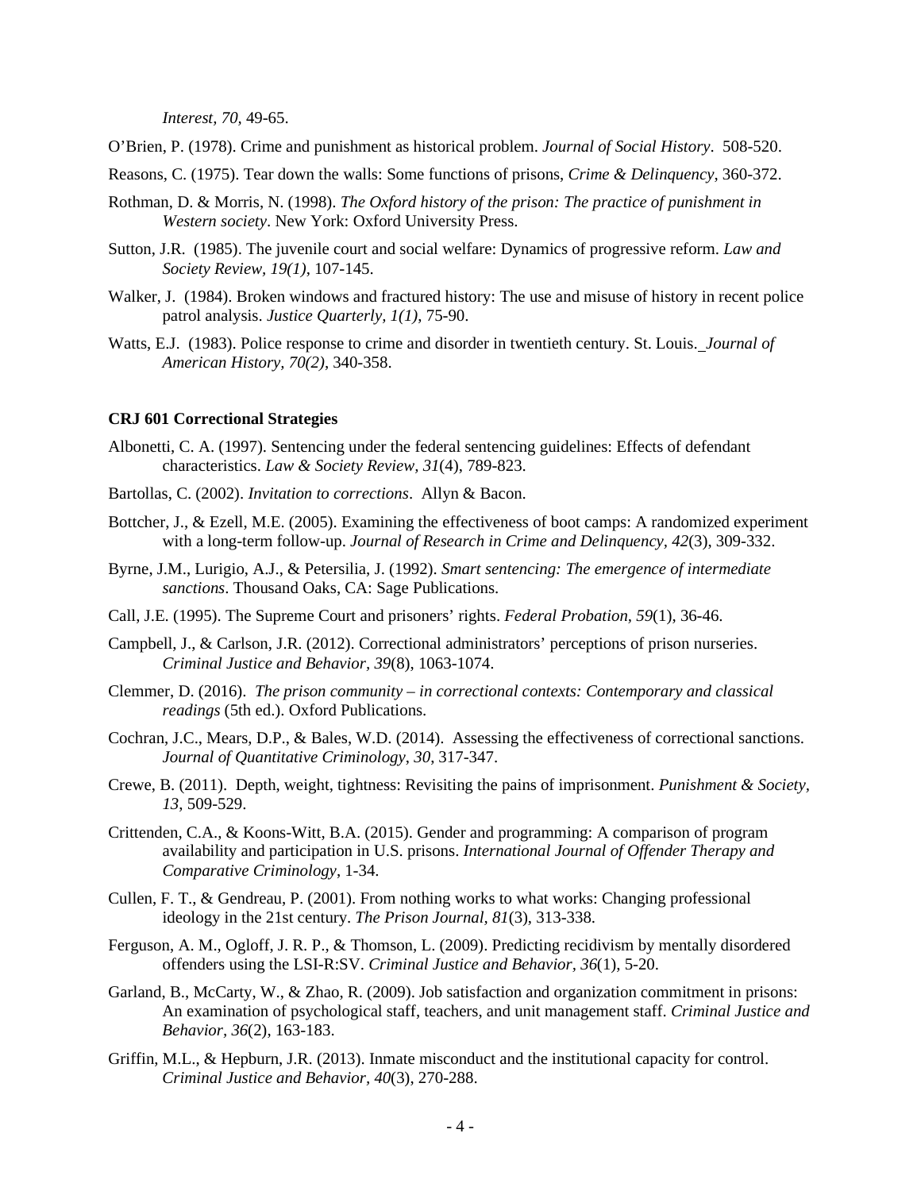*Interest, 70,* 49-65.

O'Brien, P. (1978). Crime and punishment as historical problem. *Journal of Social History*. 508-520.

Reasons, C. (1975). Tear down the walls: Some functions of prisons, *Crime & Delinquency*, 360-372.

Rothman, D. & Morris, N. (1998). *The Oxford history of the prison: The practice of punishment in Western society*. New York: Oxford University Press.

Sutton, J.R. (1985). The juvenile court and social welfare: Dynamics of progressive reform. *Law and Society Review, 19(1)*, 107-145.

Walker, J. (1984). Broken windows and fractured history: The use and misuse of history in recent police patrol analysis. *Justice Quarterly, 1(1)*, 75-90.

Watts, E.J. (1983). Police response to crime and disorder in twentieth century. St. Louis. *Journal of American History, 70(2)*, 340-358.

**CRJ 601 Correctional Strategies**

Albonetti, C. A. (1997). Sentencing under the federal sentencing guidelines: Effects of defendant characteristics. *Law & Society Review, 31*(4), 789-823.

Bartollas, C. (2002). *Invitation to corrections*. Allyn & Bacon.

Bottcher, J., & Ezell, M.E. (2005). Examining the effectiveness of boot camps: A randomized experiment with a long-term follow-up. *Journal of Research in Crime and Delinquency, 42*(3), 309-332.

Byrne, J.M., Lurigio, A.J., & Petersilia, J. (1992). *Smart sentencing: The emergence of intermediate sanctions*. Thousand Oaks, CA: Sage Publications.

Call, J.E. (1995). The Supreme Court and prisoners' rights. *Federal Probation, 59*(1), 36-46.

Campbell, J., & Carlson, J.R. (2012). Correctional administrators' perceptions of prison nurseries. *Criminal Justice and Behavior, 39*(8), 1063-1074.

Clemmer, D. (2016). *The prison community – in correctional contexts: Contemporary and classical readings* (5th ed.). Oxford Publications.

Cochran, J.C., Mears, D.P., & Bales, W.D. (2014). Assessing the effectiveness of correctional sanctions. *Journal of Quantitative Criminology, 30*, 317-347.

Crewe, B. (2011). Depth, weight, tightness: Revisiting the pains of imprisonment. *Punishment & Society, 13*, 509-529.

Crittenden, C.A., & Koons-Witt, B.A. (2015). Gender and programming: A comparison of program availability and participation in U.S. prisons. *International Journal of Offender Therapy and Comparative Criminology*, 1-34.

Cullen, F. T., & Gendreau, P. (2001). From nothing works to what works: Changing professional ideology in the 21st century. *The Prison Journal, 81*(3), 313-338.

Ferguson, A. M., Ogloff, J. R. P., & Thomson, L. (2009). Predicting recidivism by mentally disordered offenders using the LSI-R:SV. *Criminal Justice and Behavior, 36*(1), 5-20.

Garland, B., McCarty, W., & Zhao, R. (2009). Job satisfaction and organization commitment in prisons: An examination of psychological staff, teachers, and unit management staff. *Criminal Justice and Behavior, 36*(2), 163-183.

Griffin, M.L., & Hepburn, J.R. (2013). Inmate misconduct and the institutional capacity for control. *Criminal Justice and Behavior, 40*(3), 270-288.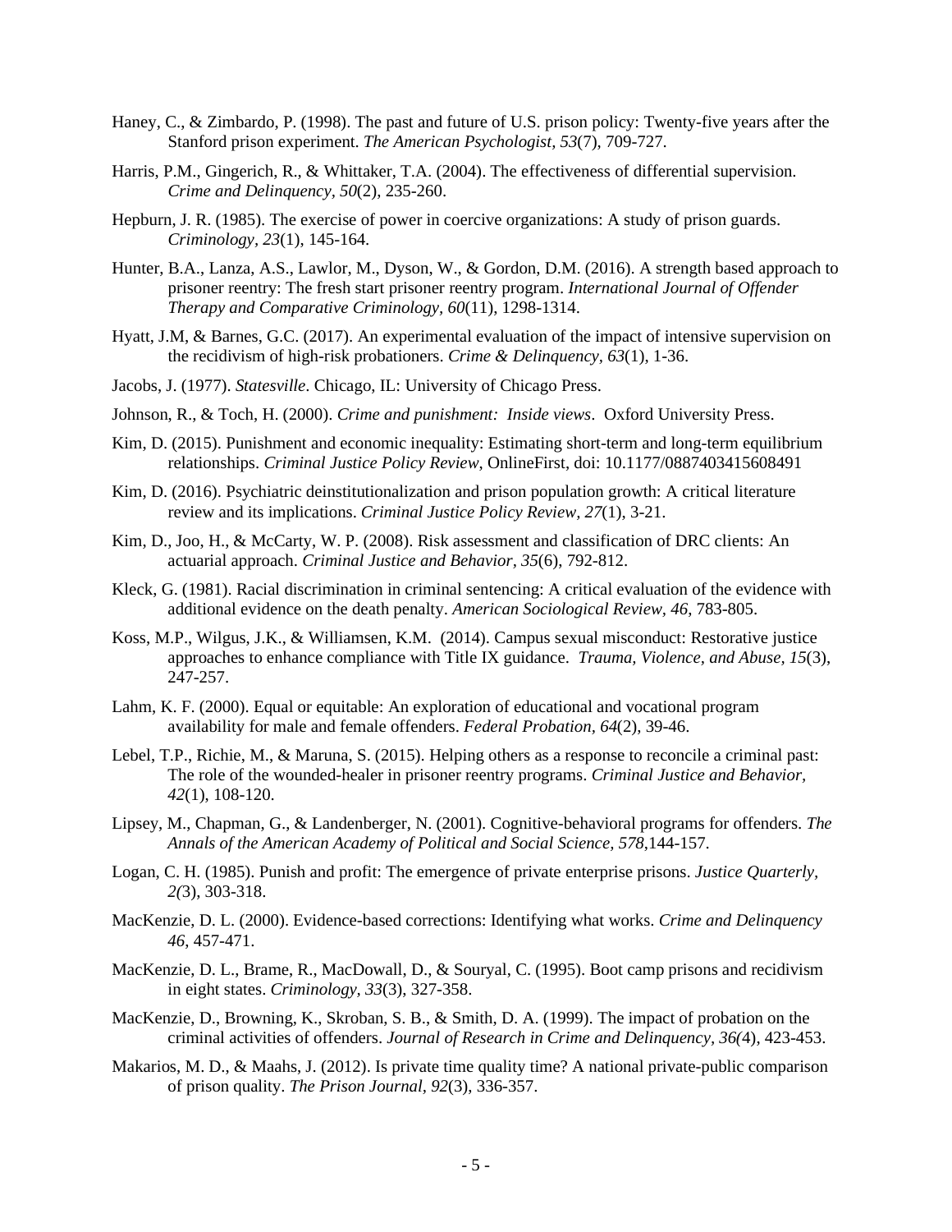Haney, C., & Zimbardo, P. (1998). The past and future of U.S. prison policy: Twenty-five years after the Stanford prison experiment. *The American Psychologist, 53*(7), 709-727.

Harris, P.M., Gingerich, R., & Whittaker, T.A. (2004). The effectiveness of differential supervision. *Crime and Delinquency, 50*(2), 235-260.

Hepburn, J. R. (1985). The exercise of power in coercive organizations: A study of prison guards. *Criminology, 23*(1), 145-164.

Hunter, B.A., Lanza, A.S., Lawlor, M., Dyson, W., & Gordon, D.M. (2016). A strength based approach to prisoner reentry: The fresh start prisoner reentry program. *International Journal of Offender Therapy and Comparative Criminology, 60*(11), 1298-1314.

Hyatt, J.M, & Barnes, G.C. (2017). An experimental evaluation of the impact of intensive supervision on the recidivism of high-risk probationers. *Crime & Delinquency, 63*(1), 1-36.

Jacobs, J. (1977). *Statesville*. Chicago, IL: University of Chicago Press.

Johnson, R., & Toch, H. (2000). *Crime and punishment: Inside views*. Oxford University Press.

Kim, D. (2015). Punishment and economic inequality: Estimating short-term and long-term equilibrium relationships. *Criminal Justice Policy Review*, OnlineFirst, doi: 10.1177/0887403415608491

Kim, D. (2016). Psychiatric deinstitutionalization and prison population growth: A critical literature review and its implications. *Criminal Justice Policy Review, 27*(1), 3-21.

Kim, D., Joo, H., & McCarty, W. P. (2008). Risk assessment and classification of DRC clients: An actuarial approach. *Criminal Justice and Behavior, 35*(6), 792-812.

Kleck, G. (1981). Racial discrimination in criminal sentencing: A critical evaluation of the evidence with additional evidence on the death penalty. *American Sociological Review, 46*, 783-805.

Koss, M.P., Wilgus, J.K., & Williamsen, K.M. (2014). Campus sexual misconduct: Restorative justice approaches to enhance compliance with Title IX guidance. *Trauma, Violence, and Abuse, 15*(3), 247-257.

Lahm, K. F. (2000). Equal or equitable: An exploration of educational and vocational program availability for male and female offenders. *Federal Probation, 64*(2), 39-46.

Lebel, T.P., Richie, M., & Maruna, S. (2015). Helping others as a response to reconcile a criminal past: The role of the wounded-healer in prisoner reentry programs. *Criminal Justice and Behavior, 42*(1), 108-120.

Lipsey, M., Chapman, G., & Landenberger, N. (2001). Cognitive-behavioral programs for offenders. *The Annals of the American Academy of Political and Social Science, 578*,144-157.

Logan, C. H. (1985). Punish and profit: The emergence of private enterprise prisons. *Justice Quarterly, 2(*3), 303-318.

MacKenzie, D. L. (2000). Evidence-based corrections: Identifying what works. *Crime and Delinquency 46*, 457-471.

MacKenzie, D. L., Brame, R., MacDowall, D., & Souryal, C. (1995). Boot camp prisons and recidivism in eight states. *Criminology, 33*(3), 327-358.

MacKenzie, D., Browning, K., Skroban, S. B., & Smith, D. A. (1999). The impact of probation on the criminal activities of offenders. *Journal of Research in Crime and Delinquency, 36(*4), 423-453.

Makarios, M. D., & Maahs, J. (2012). Is private time quality time? A national private-public comparison of prison quality. *The Prison Journal, 92*(3), 336-357.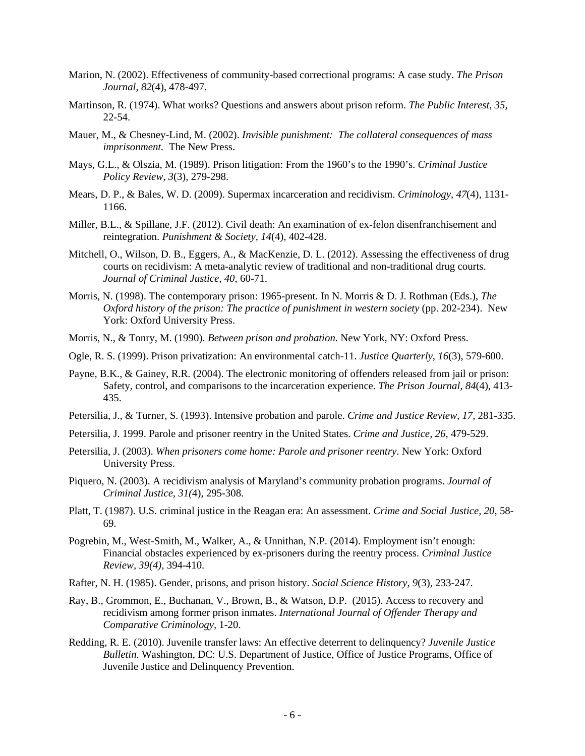Marion, N. (2002). Effectiveness of community-based correctional programs: A case study. *The Prison Journal, 82*(4), 478-497.

Martinson, R. (1974). What works? Questions and answers about prison reform. *The Public Interest, 35,* 22-54.

Mauer, M., & Chesney-Lind, M. (2002). *Invisible punishment: The collateral consequences of mass imprisonment.* The New Press.

Mays, G.L., & Olszia, M. (1989). Prison litigation: From the 1960's to the 1990's. *Criminal Justice Policy Review, 3*(3), 279-298.

Mears, D. P., & Bales, W. D. (2009). Supermax incarceration and recidivism. *Criminology, 47*(4), 1131-1166.

Miller, B.L., & Spillane, J.F. (2012). Civil death: An examination of ex-felon disenfranchisement and reintegration. *Punishment & Society, 14*(4), 402-428.

Mitchell, O., Wilson, D. B., Eggers, A., & MacKenzie, D. L. (2012). Assessing the effectiveness of drug courts on recidivism: A meta-analytic review of traditional and non-traditional drug courts. *Journal of Criminal Justice, 40*, 60-71.

Morris, N. (1998). The contemporary prison: 1965-present. In N. Morris & D. J. Rothman (Eds.), *The Oxford history of the prison: The practice of punishment in western society* (pp. 202-234). New York: Oxford University Press.

Morris, N., & Tonry, M. (1990). *Between prison and probation*. New York, NY: Oxford Press.

Ogle, R. S. (1999). Prison privatization: An environmental catch-11. *Justice Quarterly, 16*(3), 579-600.

Payne, B.K., & Gainey, R.R. (2004). The electronic monitoring of offenders released from jail or prison: Safety, control, and comparisons to the incarceration experience. *The Prison Journal, 84*(4), 413-435.

Petersilia, J., & Turner, S. (1993). Intensive probation and parole. *Crime and Justice Review, 17*, 281-335.

Petersilia, J. 1999. Parole and prisoner reentry in the United States. *Crime and Justice, 26*, 479-529.

Petersilia, J. (2003). *When prisoners come home: Parole and prisoner reentry*. New York: Oxford University Press.

Piquero, N. (2003). A recidivism analysis of Maryland's community probation programs. *Journal of Criminal Justice, 31(*4), 295-308.

Platt, T. (1987). U.S. criminal justice in the Reagan era: An assessment. *Crime and Social Justice, 20*, 58-69.

Pogrebin, M., West-Smith, M., Walker, A., & Unnithan, N.P. (2014). Employment isn't enough: Financial obstacles experienced by ex-prisoners during the reentry process. *Criminal Justice Review, 39(4),* 394-410.

Rafter, N. H. (1985). Gender, prisons, and prison history. *Social Science History, 9*(3), 233-247.

Ray, B., Grommon, E., Buchanan, V., Brown, B., & Watson, D.P. (2015). Access to recovery and recidivism among former prison inmates. *International Journal of Offender Therapy and Comparative Criminology*, 1-20.

Redding, R. E. (2010). Juvenile transfer laws: An effective deterrent to delinquency? *Juvenile Justice Bulletin*. Washington, DC: U.S. Department of Justice, Office of Justice Programs, Office of Juvenile Justice and Delinquency Prevention.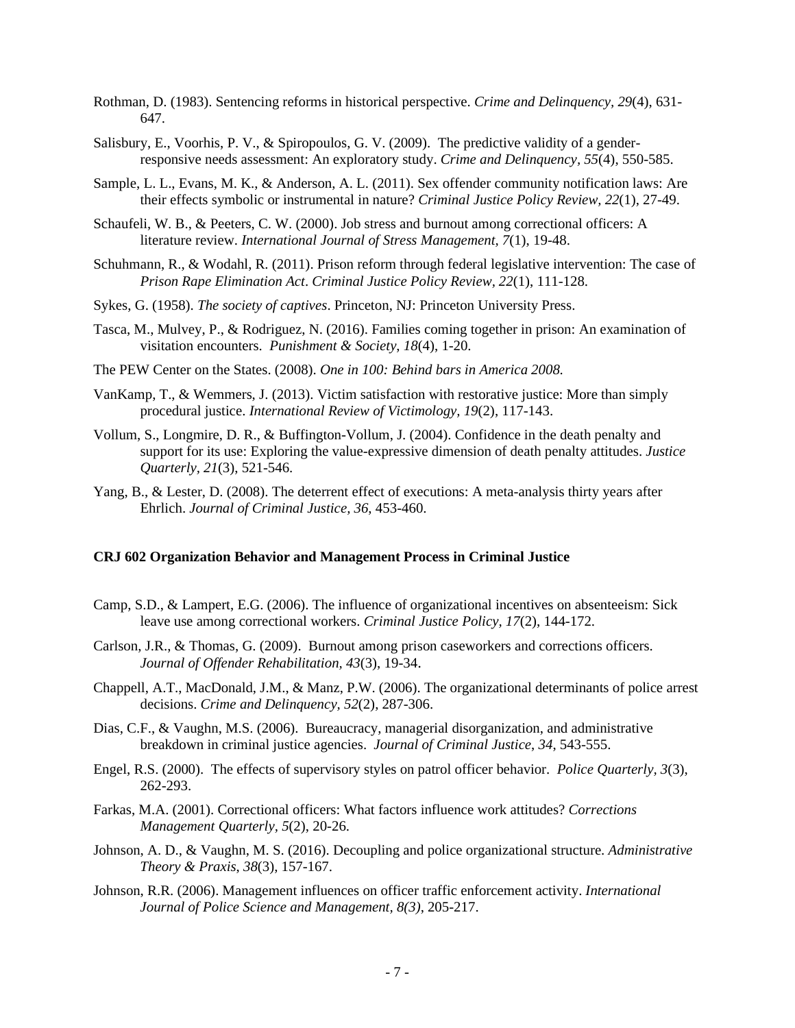Rothman, D. (1983). Sentencing reforms in historical perspective. *Crime and Delinquency, 29*(4), 631-647.

Salisbury, E., Voorhis, P. V., & Spiropoulos, G. V. (2009). The predictive validity of a gender-responsive needs assessment: An exploratory study. *Crime and Delinquency, 55*(4), 550-585.

Sample, L. L., Evans, M. K., & Anderson, A. L. (2011). Sex offender community notification laws: Are their effects symbolic or instrumental in nature? *Criminal Justice Policy Review, 22*(1), 27-49.

Schaufeli, W. B., & Peeters, C. W. (2000). Job stress and burnout among correctional officers: A literature review. *International Journal of Stress Management, 7*(1), 19-48.

Schuhmann, R., & Wodahl, R. (2011). Prison reform through federal legislative intervention: The case of *Prison Rape Elimination Act*. *Criminal Justice Policy Review, 22*(1), 111-128.

Sykes, G. (1958). *The society of captives*. Princeton, NJ: Princeton University Press.

Tasca, M., Mulvey, P., & Rodriguez, N. (2016). Families coming together in prison: An examination of visitation encounters. *Punishment & Society, 18*(4), 1-20.

The PEW Center on the States. (2008). *One in 100: Behind bars in America 2008.*

VanKamp, T., & Wemmers, J. (2013). Victim satisfaction with restorative justice: More than simply procedural justice. *International Review of Victimology, 19*(2), 117-143.

Vollum, S., Longmire, D. R., & Buffington-Vollum, J. (2004). Confidence in the death penalty and support for its use: Exploring the value-expressive dimension of death penalty attitudes. *Justice Quarterly, 21*(3), 521-546.

Yang, B., & Lester, D. (2008). The deterrent effect of executions: A meta-analysis thirty years after Ehrlich. *Journal of Criminal Justice, 36*, 453-460.

**CRJ 602 Organization Behavior and Management Process in Criminal Justice**

Camp, S.D., & Lampert, E.G. (2006). The influence of organizational incentives on absenteeism: Sick leave use among correctional workers. *Criminal Justice Policy, 17*(2), 144-172.

Carlson, J.R., & Thomas, G. (2009). Burnout among prison caseworkers and corrections officers. *Journal of Offender Rehabilitation, 43*(3), 19-34.

Chappell, A.T., MacDonald, J.M., & Manz, P.W. (2006). The organizational determinants of police arrest decisions. *Crime and Delinquency, 52*(2), 287-306.

Dias, C.F., & Vaughn, M.S. (2006). Bureaucracy, managerial disorganization, and administrative breakdown in criminal justice agencies. *Journal of Criminal Justice, 34*, 543-555.

Engel, R.S. (2000). The effects of supervisory styles on patrol officer behavior. *Police Quarterly, 3*(3), 262-293.

Farkas, M.A. (2001). Correctional officers: What factors influence work attitudes? *Corrections Management Quarterly, 5*(2), 20-26.

Johnson, A. D., & Vaughn, M. S. (2016). Decoupling and police organizational structure. *Administrative Theory & Praxis, 38*(3), 157-167.

Johnson, R.R. (2006). Management influences on officer traffic enforcement activity. *International Journal of Police Science and Management, 8(3)*, 205-217.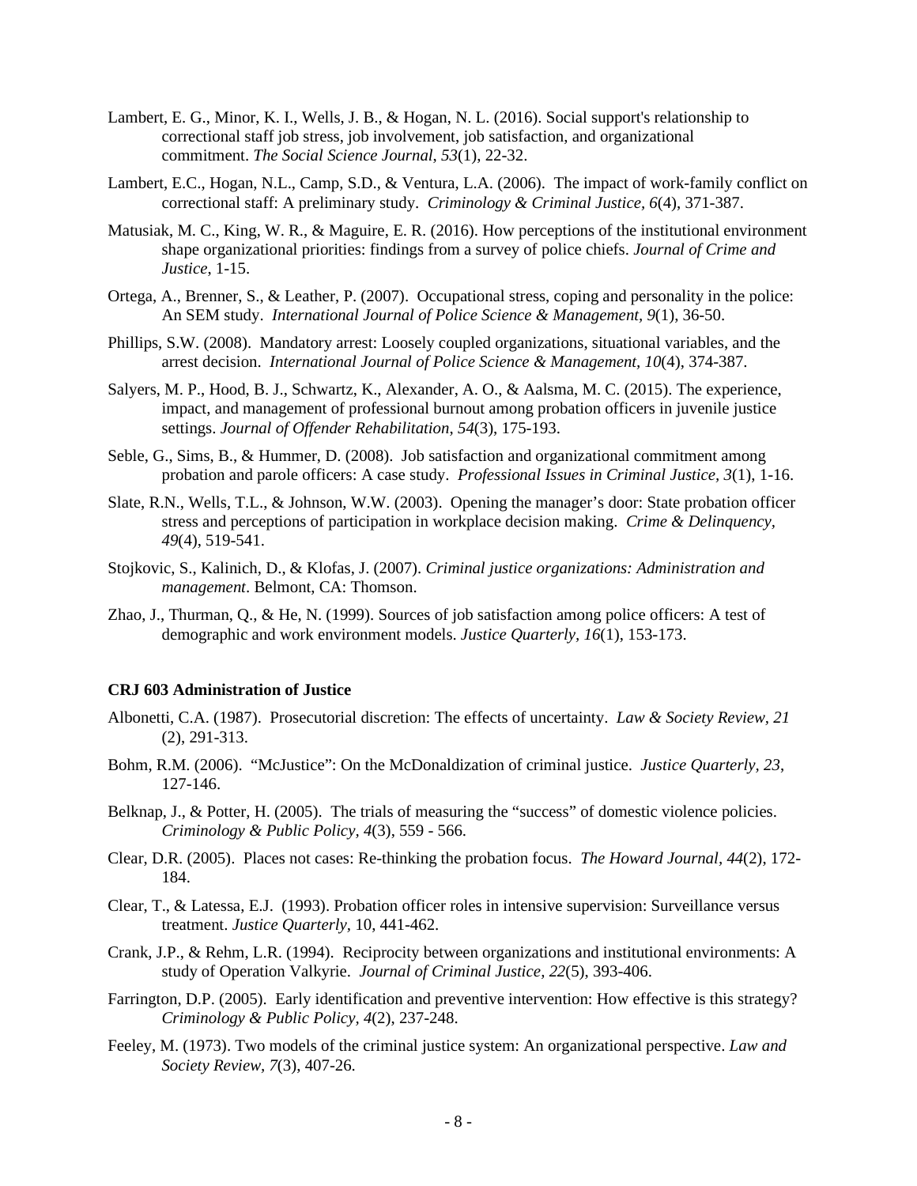Lambert, E. G., Minor, K. I., Wells, J. B., & Hogan, N. L. (2016). Social support's relationship to correctional staff job stress, job involvement, job satisfaction, and organizational commitment. *The Social Science Journal*, *53*(1), 22-32.

Lambert, E.C., Hogan, N.L., Camp, S.D., & Ventura, L.A. (2006). The impact of work-family conflict on correctional staff: A preliminary study. *Criminology & Criminal Justice, 6*(4), 371-387.

Matusiak, M. C., King, W. R., & Maguire, E. R. (2016). How perceptions of the institutional environment shape organizational priorities: findings from a survey of police chiefs. *Journal of Crime and Justice*, 1-15.

Ortega, A., Brenner, S., & Leather, P. (2007). Occupational stress, coping and personality in the police: An SEM study. *International Journal of Police Science & Management*, *9*(1), 36-50.

Phillips, S.W. (2008). Mandatory arrest: Loosely coupled organizations, situational variables, and the arrest decision. *International Journal of Police Science & Management, 10*(4), 374-387.

Salyers, M. P., Hood, B. J., Schwartz, K., Alexander, A. O., & Aalsma, M. C. (2015). The experience, impact, and management of professional burnout among probation officers in juvenile justice settings. *Journal of Offender Rehabilitation*, *54*(3), 175-193.

Seble, G., Sims, B., & Hummer, D. (2008). Job satisfaction and organizational commitment among probation and parole officers: A case study. *Professional Issues in Criminal Justice, 3*(1), 1-16.

Slate, R.N., Wells, T.L., & Johnson, W.W. (2003). Opening the manager's door: State probation officer stress and perceptions of participation in workplace decision making. *Crime & Delinquency, 49*(4), 519-541.

Stojkovic, S., Kalinich, D., & Klofas, J. (2007). *Criminal justice organizations: Administration and management*. Belmont, CA: Thomson.

Zhao, J., Thurman, Q., & He, N. (1999). Sources of job satisfaction among police officers: A test of demographic and work environment models. *Justice Quarterly, 16*(1), 153-173.

**CRJ 603 Administration of Justice**

Albonetti, C.A. (1987). Prosecutorial discretion: The effects of uncertainty. *Law & Society Review, 21* (2), 291-313.

Bohm, R.M. (2006). "McJustice": On the McDonaldization of criminal justice. *Justice Quarterly, 23*, 127-146.

Belknap, J., & Potter, H. (2005). The trials of measuring the "success" of domestic violence policies. *Criminology & Public Policy, 4*(3), 559 - 566.

Clear, D.R. (2005). Places not cases: Re-thinking the probation focus. *The Howard Journal, 44*(2), 172-184.

Clear, T., & Latessa, E.J. (1993). Probation officer roles in intensive supervision: Surveillance versus treatment. *Justice Quarterly,* 10, 441-462.

Crank, J.P., & Rehm, L.R. (1994). Reciprocity between organizations and institutional environments: A study of Operation Valkyrie. *Journal of Criminal Justice, 22*(5), 393-406.

Farrington, D.P. (2005). Early identification and preventive intervention: How effective is this strategy? *Criminology & Public Policy, 4*(2), 237-248.

Feeley, M. (1973). Two models of the criminal justice system: An organizational perspective. *Law and Society Review, 7*(3), 407-26.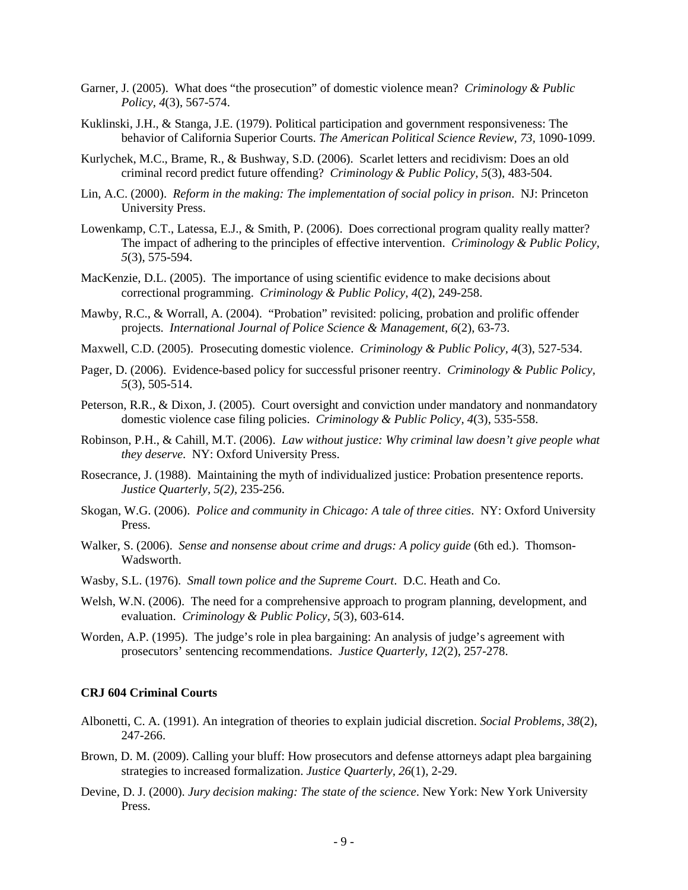Garner, J. (2005). What does "the prosecution" of domestic violence mean? *Criminology & Public Policy, 4*(3), 567-574.

Kuklinski, J.H., & Stanga, J.E. (1979). Political participation and government responsiveness: The behavior of California Superior Courts. *The American Political Science Review, 73*, 1090-1099.

Kurlychek, M.C., Brame, R., & Bushway, S.D. (2006). Scarlet letters and recidivism: Does an old criminal record predict future offending? *Criminology & Public Policy, 5*(3), 483-504.

Lin, A.C. (2000). *Reform in the making: The implementation of social policy in prison*. NJ: Princeton University Press.

Lowenkamp, C.T., Latessa, E.J., & Smith, P. (2006). Does correctional program quality really matter? The impact of adhering to the principles of effective intervention. *Criminology & Public Policy, 5*(3), 575-594.

MacKenzie, D.L. (2005). The importance of using scientific evidence to make decisions about correctional programming. *Criminology & Public Policy, 4*(2), 249-258.

Mawby, R.C., & Worrall, A. (2004). "Probation" revisited: policing, probation and prolific offender projects. *International Journal of Police Science & Management, 6*(2), 63-73.

Maxwell, C.D. (2005). Prosecuting domestic violence. *Criminology & Public Policy, 4*(3), 527-534.

Pager, D. (2006). Evidence-based policy for successful prisoner reentry. *Criminology & Public Policy, 5*(3), 505-514.

Peterson, R.R., & Dixon, J. (2005). Court oversight and conviction under mandatory and nonmandatory domestic violence case filing policies. *Criminology & Public Policy, 4*(3), 535-558.

Robinson, P.H., & Cahill, M.T. (2006). *Law without justice: Why criminal law doesn't give people what they deserve*. NY: Oxford University Press.

Rosecrance, J. (1988). Maintaining the myth of individualized justice: Probation presentence reports. *Justice Quarterly, 5(2)*, 235-256.

Skogan, W.G. (2006). *Police and community in Chicago: A tale of three cities*. NY: Oxford University Press.

Walker, S. (2006). *Sense and nonsense about crime and drugs: A policy guide* (6th ed.). Thomson-Wadsworth.

Wasby, S.L. (1976). *Small town police and the Supreme Court*. D.C. Heath and Co.

Welsh, W.N. (2006). The need for a comprehensive approach to program planning, development, and evaluation. *Criminology & Public Policy, 5*(3), 603-614.

Worden, A.P. (1995). The judge's role in plea bargaining: An analysis of judge's agreement with prosecutors' sentencing recommendations. *Justice Quarterly, 12*(2), 257-278.

**CRJ 604 Criminal Courts**

Albonetti, C. A. (1991). An integration of theories to explain judicial discretion. *Social Problems, 38*(2), 247-266.

Brown, D. M. (2009). Calling your bluff: How prosecutors and defense attorneys adapt plea bargaining strategies to increased formalization. *Justice Quarterly, 26*(1), 2-29.

Devine, D. J. (2000). *Jury decision making: The state of the science*. New York: New York University Press.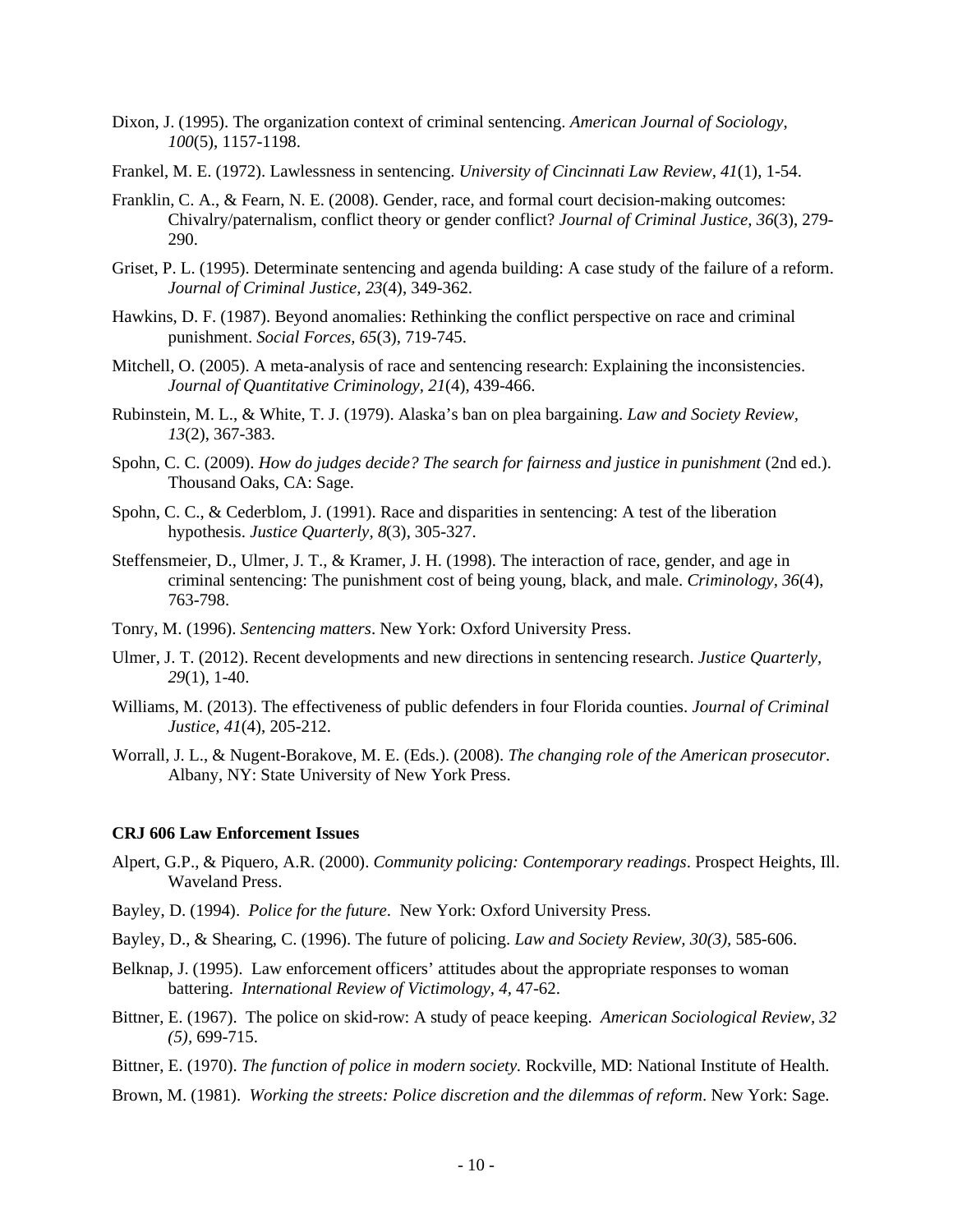Dixon, J. (1995). The organization context of criminal sentencing. *American Journal of Sociology, 100*(5), 1157-1198.

Frankel, M. E. (1972). Lawlessness in sentencing. *University of Cincinnati Law Review, 41*(1), 1-54.

Franklin, C. A., & Fearn, N. E. (2008). Gender, race, and formal court decision-making outcomes: Chivalry/paternalism, conflict theory or gender conflict? *Journal of Criminal Justice, 36*(3), 279-290.

Griset, P. L. (1995). Determinate sentencing and agenda building: A case study of the failure of a reform. *Journal of Criminal Justice, 23*(4), 349-362.

Hawkins, D. F. (1987). Beyond anomalies: Rethinking the conflict perspective on race and criminal punishment. *Social Forces, 65*(3), 719-745.

Mitchell, O. (2005). A meta-analysis of race and sentencing research: Explaining the inconsistencies. *Journal of Quantitative Criminology, 21*(4), 439-466.

Rubinstein, M. L., & White, T. J. (1979). Alaska's ban on plea bargaining. *Law and Society Review, 13*(2), 367-383.

Spohn, C. C. (2009). *How do judges decide? The search for fairness and justice in punishment* (2nd ed.). Thousand Oaks, CA: Sage.

Spohn, C. C., & Cederblom, J. (1991). Race and disparities in sentencing: A test of the liberation hypothesis. *Justice Quarterly, 8*(3), 305-327.

Steffensmeier, D., Ulmer, J. T., & Kramer, J. H. (1998). The interaction of race, gender, and age in criminal sentencing: The punishment cost of being young, black, and male. *Criminology, 36*(4), 763-798.

Tonry, M. (1996). *Sentencing matters*. New York: Oxford University Press.

Ulmer, J. T. (2012). Recent developments and new directions in sentencing research. *Justice Quarterly, 29*(1), 1-40.

Williams, M. (2013). The effectiveness of public defenders in four Florida counties. *Journal of Criminal Justice, 41*(4), 205-212.

Worrall, J. L., & Nugent-Borakove, M. E. (Eds.). (2008). *The changing role of the American prosecutor*. Albany, NY: State University of New York Press.

**CRJ 606 Law Enforcement Issues**

Alpert, G.P., & Piquero, A.R. (2000). *Community policing: Contemporary readings*. Prospect Heights, Ill. Waveland Press.

Bayley, D. (1994). *Police for the future*. New York: Oxford University Press.

Bayley, D., & Shearing, C. (1996). The future of policing. *Law and Society Review, 30(3),* 585-606.

Belknap, J. (1995). Law enforcement officers' attitudes about the appropriate responses to woman battering. *International Review of Victimology, 4,* 47-62.

Bittner, E. (1967). The police on skid-row: A study of peace keeping. *American Sociological Review, 32 (5),* 699-715.

Bittner, E. (1970). *The function of police in modern society.* Rockville, MD: National Institute of Health.

Brown, M. (1981). *Working the streets: Police discretion and the dilemmas of reform*. New York: Sage.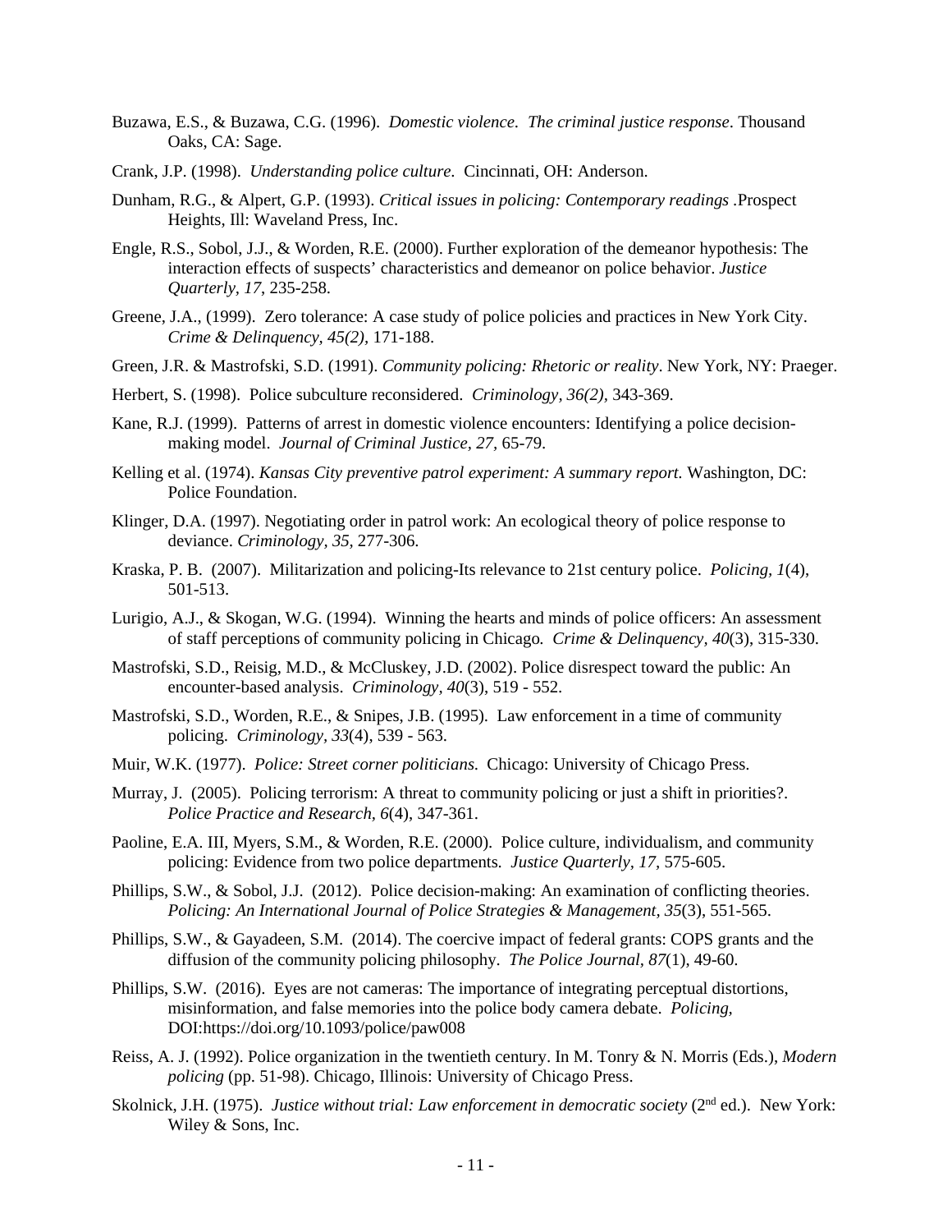Buzawa, E.S., & Buzawa, C.G. (1996). *Domestic violence. The criminal justice response*. Thousand Oaks, CA: Sage.

Crank, J.P. (1998). *Understanding police culture*. Cincinnati, OH: Anderson.

Dunham, R.G., & Alpert, G.P. (1993). *Critical issues in policing: Contemporary readings* .Prospect Heights, Ill: Waveland Press, Inc.

Engle, R.S., Sobol, J.J., & Worden, R.E. (2000). Further exploration of the demeanor hypothesis: The interaction effects of suspects' characteristics and demeanor on police behavior. *Justice Quarterly, 17*, 235-258.

Greene, J.A., (1999). Zero tolerance: A case study of police policies and practices in New York City. *Crime & Delinquency, 45(2)*, 171-188.

Green, J.R. & Mastrofski, S.D. (1991). *Community policing: Rhetoric or reality*. New York, NY: Praeger.

Herbert, S. (1998). Police subculture reconsidered. *Criminology, 36(2)*, 343-369.

Kane, R.J. (1999). Patterns of arrest in domestic violence encounters: Identifying a police decision-making model. *Journal of Criminal Justice, 27*, 65-79.

Kelling et al. (1974). *Kansas City preventive patrol experiment: A summary report.* Washington, DC: Police Foundation.

Klinger, D.A. (1997). Negotiating order in patrol work: An ecological theory of police response to deviance. *Criminology, 35*, 277-306.

Kraska, P. B. (2007). Militarization and policing-Its relevance to 21st century police. *Policing, 1*(4), 501-513.

Lurigio, A.J., & Skogan, W.G. (1994). Winning the hearts and minds of police officers: An assessment of staff perceptions of community policing in Chicago. *Crime & Delinquency, 40*(3), 315-330.

Mastrofski, S.D., Reisig, M.D., & McCluskey, J.D. (2002). Police disrespect toward the public: An encounter-based analysis. *Criminology, 40*(3), 519 - 552.

Mastrofski, S.D., Worden, R.E., & Snipes, J.B. (1995). Law enforcement in a time of community policing. *Criminology, 33*(4), 539 - 563.

Muir, W.K. (1977). *Police: Street corner politicians.* Chicago: University of Chicago Press.

Murray, J. (2005). Policing terrorism: A threat to community policing or just a shift in priorities?. *Police Practice and Research, 6*(4), 347-361.

Paoline, E.A. III, Myers, S.M., & Worden, R.E. (2000). Police culture, individualism, and community policing: Evidence from two police departments. *Justice Quarterly, 17*, 575-605.

Phillips, S.W., & Sobol, J.J. (2012). Police decision-making: An examination of conflicting theories. *Policing: An International Journal of Police Strategies & Management, 35*(3), 551-565.

Phillips, S.W., & Gayadeen, S.M. (2014). The coercive impact of federal grants: COPS grants and the diffusion of the community policing philosophy. *The Police Journal, 87*(1), 49-60.

Phillips, S.W. (2016). Eyes are not cameras: The importance of integrating perceptual distortions, misinformation, and false memories into the police body camera debate. *Policing,* DOI:https://doi.org/10.1093/police/paw008

Reiss, A. J. (1992). Police organization in the twentieth century. In M. Tonry & N. Morris (Eds.), *Modern policing* (pp. 51-98). Chicago, Illinois: University of Chicago Press.

Skolnick, J.H. (1975). *Justice without trial: Law enforcement in democratic society* (2nd ed.). New York: Wiley & Sons, Inc.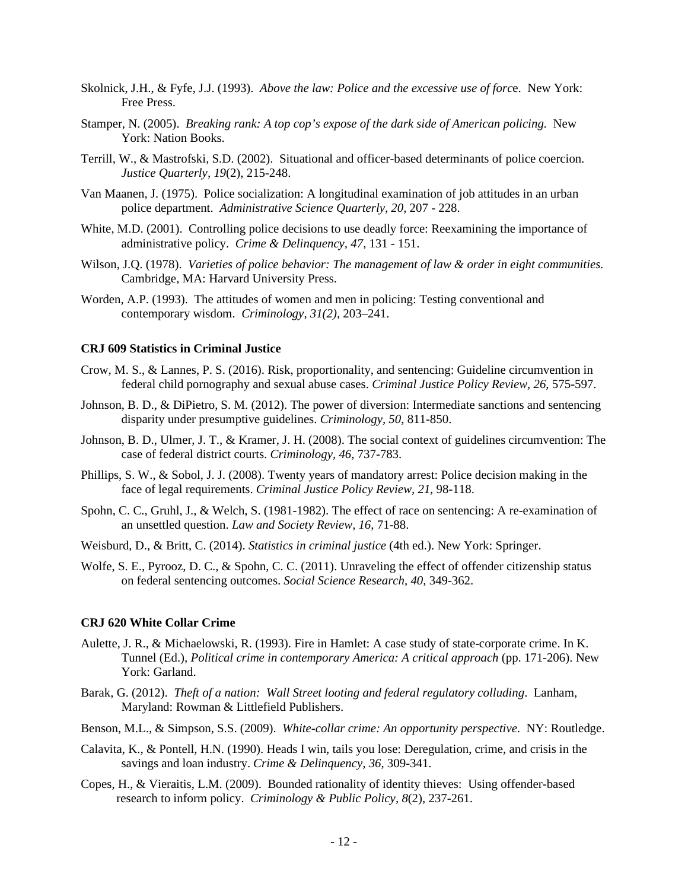Skolnick, J.H., & Fyfe, J.J. (1993). *Above the law: Police and the excessive use of force*. New York: Free Press.

Stamper, N. (2005). *Breaking rank: A top cop's expose of the dark side of American policing.* New York: Nation Books.

Terrill, W., & Mastrofski, S.D. (2002). Situational and officer-based determinants of police coercion. *Justice Quarterly, 19*(2), 215-248.

Van Maanen, J. (1975). Police socialization: A longitudinal examination of job attitudes in an urban police department. *Administrative Science Quarterly, 20,* 207 - 228.

White, M.D. (2001). Controlling police decisions to use deadly force: Reexamining the importance of administrative policy. *Crime & Delinquency, 47,* 131 - 151.

Wilson, J.Q. (1978). *Varieties of police behavior: The management of law & order in eight communities.* Cambridge, MA: Harvard University Press.

Worden, A.P. (1993). The attitudes of women and men in policing: Testing conventional and contemporary wisdom. *Criminology, 31(2),* 203–241.

**CRJ 609 Statistics in Criminal Justice**

Crow, M. S., & Lannes, P. S. (2016). Risk, proportionality, and sentencing: Guideline circumvention in federal child pornography and sexual abuse cases. *Criminal Justice Policy Review, 26*, 575-597.

Johnson, B. D., & DiPietro, S. M. (2012). The power of diversion: Intermediate sanctions and sentencing disparity under presumptive guidelines. *Criminology, 50*, 811-850.

Johnson, B. D., Ulmer, J. T., & Kramer, J. H. (2008). The social context of guidelines circumvention: The case of federal district courts. *Criminology, 46*, 737-783.

Phillips, S. W., & Sobol, J. J. (2008). Twenty years of mandatory arrest: Police decision making in the face of legal requirements. *Criminal Justice Policy Review, 21*, 98-118.

Spohn, C. C., Gruhl, J., & Welch, S. (1981-1982). The effect of race on sentencing: A re-examination of an unsettled question. *Law and Society Review, 16*, 71-88.

Weisburd, D., & Britt, C. (2014). *Statistics in criminal justice* (4th ed.). New York: Springer.

Wolfe, S. E., Pyrooz, D. C., & Spohn, C. C. (2011). Unraveling the effect of offender citizenship status on federal sentencing outcomes. *Social Science Research, 40*, 349-362.

**CRJ 620 White Collar Crime**

Aulette, J. R., & Michaelowski, R. (1993). Fire in Hamlet: A case study of state-corporate crime. In K. Tunnel (Ed.), *Political crime in contemporary America: A critical approach* (pp. 171-206). New York: Garland.

Barak, G. (2012). *Theft of a nation: Wall Street looting and federal regulatory colluding*. Lanham, Maryland: Rowman & Littlefield Publishers.

Benson, M.L., & Simpson, S.S. (2009). *White-collar crime: An opportunity perspective.* NY: Routledge.

Calavita, K., & Pontell, H.N. (1990). Heads I win, tails you lose: Deregulation, crime, and crisis in the savings and loan industry. *Crime & Delinquency, 36*, 309-341.

Copes, H., & Vieraitis, L.M. (2009). Bounded rationality of identity thieves: Using offender-based research to inform policy. *Criminology & Public Policy, 8*(2), 237-261.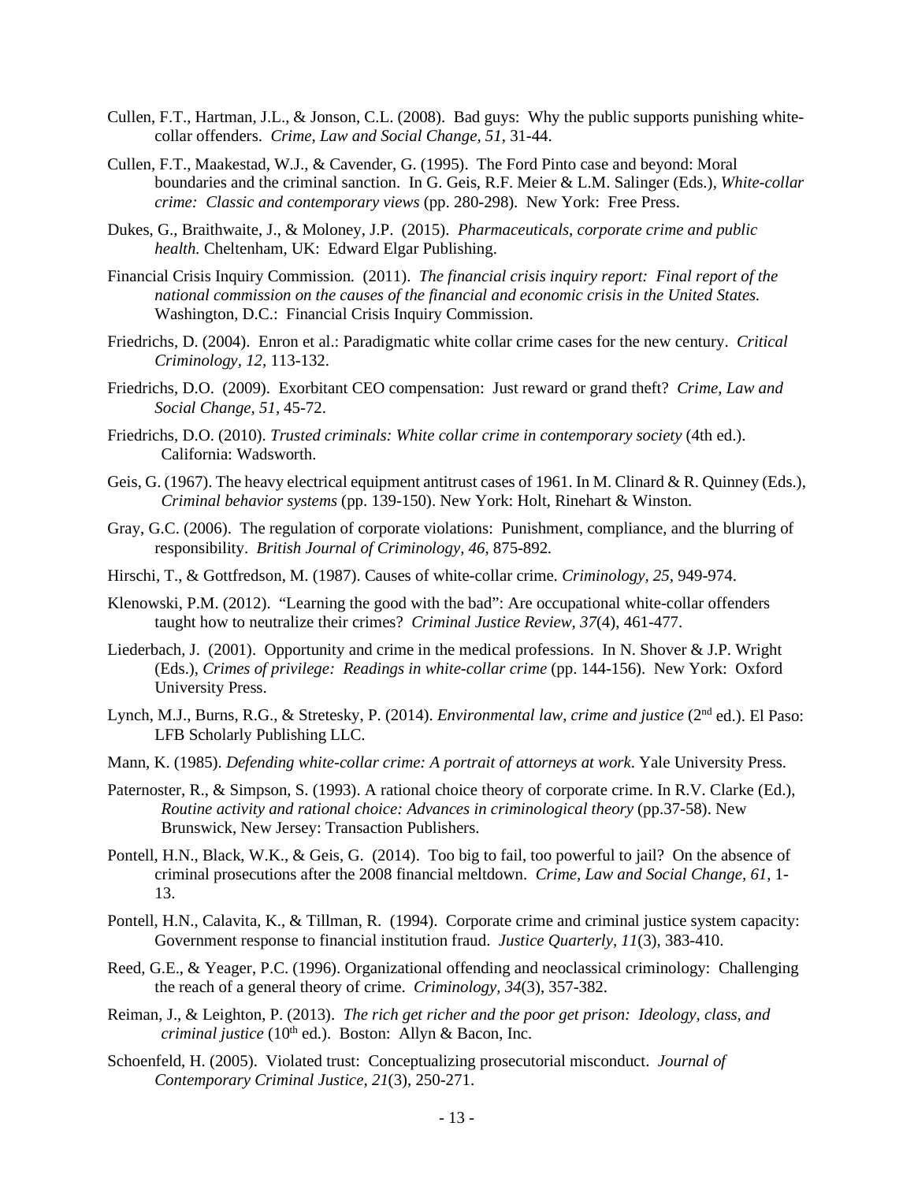Cullen, F.T., Hartman, J.L., & Jonson, C.L. (2008). Bad guys: Why the public supports punishing white-collar offenders. *Crime, Law and Social Change, 51*, 31-44.

Cullen, F.T., Maakestad, W.J., & Cavender, G. (1995). The Ford Pinto case and beyond: Moral boundaries and the criminal sanction. In G. Geis, R.F. Meier & L.M. Salinger (Eds.), *White-collar crime: Classic and contemporary views* (pp. 280-298). New York: Free Press.

Dukes, G., Braithwaite, J., & Moloney, J.P. (2015). *Pharmaceuticals, corporate crime and public health.* Cheltenham, UK: Edward Elgar Publishing.

Financial Crisis Inquiry Commission. (2011). *The financial crisis inquiry report: Final report of the national commission on the causes of the financial and economic crisis in the United States.* Washington, D.C.: Financial Crisis Inquiry Commission.

Friedrichs, D. (2004). Enron et al.: Paradigmatic white collar crime cases for the new century. *Critical Criminology, 12*, 113-132.

Friedrichs, D.O. (2009). Exorbitant CEO compensation: Just reward or grand theft? *Crime, Law and Social Change, 51*, 45-72.

Friedrichs, D.O. (2010). *Trusted criminals: White collar crime in contemporary society* (4th ed.). California: Wadsworth.

Geis, G. (1967). The heavy electrical equipment antitrust cases of 1961. In M. Clinard & R. Quinney (Eds.), *Criminal behavior systems* (pp. 139-150). New York: Holt, Rinehart & Winston.

Gray, G.C. (2006). The regulation of corporate violations: Punishment, compliance, and the blurring of responsibility. *British Journal of Criminology, 46*, 875-892.

Hirschi, T., & Gottfredson, M. (1987). Causes of white-collar crime. *Criminology, 25*, 949-974.

Klenowski, P.M. (2012). "Learning the good with the bad": Are occupational white-collar offenders taught how to neutralize their crimes? *Criminal Justice Review, 37*(4), 461-477.

Liederbach, J. (2001). Opportunity and crime in the medical professions. In N. Shover & J.P. Wright (Eds.), *Crimes of privilege: Readings in white-collar crime* (pp. 144-156). New York: Oxford University Press.

Lynch, M.J., Burns, R.G., & Stretesky, P. (2014). *Environmental law, crime and justice* (2nd ed.). El Paso: LFB Scholarly Publishing LLC.

Mann, K. (1985). *Defending white-collar crime: A portrait of attorneys at work*. Yale University Press.

Paternoster, R., & Simpson, S. (1993). A rational choice theory of corporate crime. In R.V. Clarke (Ed.), *Routine activity and rational choice: Advances in criminological theory* (pp.37-58). New Brunswick, New Jersey: Transaction Publishers.

Pontell, H.N., Black, W.K., & Geis, G. (2014). Too big to fail, too powerful to jail? On the absence of criminal prosecutions after the 2008 financial meltdown. *Crime, Law and Social Change, 61*, 1-13.

Pontell, H.N., Calavita, K., & Tillman, R. (1994). Corporate crime and criminal justice system capacity: Government response to financial institution fraud. *Justice Quarterly, 11*(3), 383-410.

Reed, G.E., & Yeager, P.C. (1996). Organizational offending and neoclassical criminology: Challenging the reach of a general theory of crime. *Criminology, 34*(3), 357-382.

Reiman, J., & Leighton, P. (2013). *The rich get richer and the poor get prison: Ideology, class, and criminal justice* (10th ed.). Boston: Allyn & Bacon, Inc.

Schoenfeld, H. (2005). Violated trust: Conceptualizing prosecutorial misconduct. *Journal of Contemporary Criminal Justice, 21*(3), 250-271.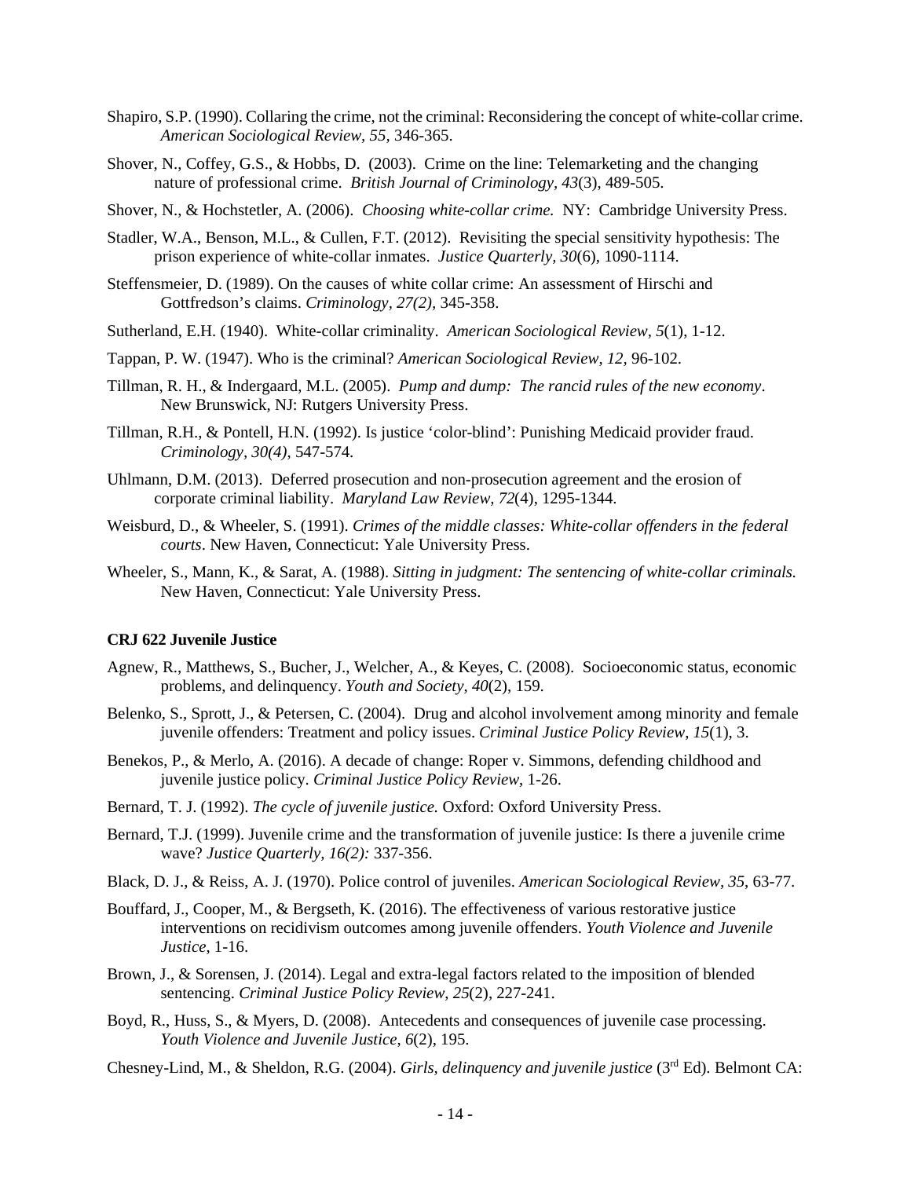Shapiro, S.P. (1990). Collaring the crime, not the criminal: Reconsidering the concept of white-collar crime. *American Sociological Review, 55,* 346-365.

Shover, N., Coffey, G.S., & Hobbs, D. (2003). Crime on the line: Telemarketing and the changing nature of professional crime. *British Journal of Criminology, 43*(3), 489-505.

Shover, N., & Hochstetler, A. (2006). *Choosing white-collar crime.* NY: Cambridge University Press.

Stadler, W.A., Benson, M.L., & Cullen, F.T. (2012). Revisiting the special sensitivity hypothesis: The prison experience of white-collar inmates. *Justice Quarterly, 30*(6), 1090-1114.

Steffensmeier, D. (1989). On the causes of white collar crime: An assessment of Hirschi and Gottfredson's claims. *Criminology, 27(2),* 345-358.

Sutherland, E.H. (1940). White-collar criminality. *American Sociological Review, 5*(1), 1-12.

Tappan, P. W. (1947). Who is the criminal? *American Sociological Review, 12,* 96-102.

Tillman, R. H., & Indergaard, M.L. (2005). *Pump and dump: The rancid rules of the new economy*. New Brunswick, NJ: Rutgers University Press.

Tillman, R.H., & Pontell, H.N. (1992). Is justice 'color-blind': Punishing Medicaid provider fraud. *Criminology, 30(4),* 547-574.

Uhlmann, D.M. (2013). Deferred prosecution and non-prosecution agreement and the erosion of corporate criminal liability. *Maryland Law Review, 72*(4), 1295-1344.

Weisburd, D., & Wheeler, S. (1991). *Crimes of the middle classes: White-collar offenders in the federal courts*. New Haven, Connecticut: Yale University Press.

Wheeler, S., Mann, K., & Sarat, A. (1988). *Sitting in judgment: The sentencing of white-collar criminals.* New Haven, Connecticut: Yale University Press.

**CRJ 622 Juvenile Justice**

Agnew, R., Matthews, S., Bucher, J., Welcher, A., & Keyes, C. (2008). Socioeconomic status, economic problems, and delinquency. *Youth and Society*, *40*(2), 159.

Belenko, S., Sprott, J., & Petersen, C. (2004). Drug and alcohol involvement among minority and female juvenile offenders: Treatment and policy issues. *Criminal Justice Policy Review*, *15*(1), 3.

Benekos, P., & Merlo, A. (2016). A decade of change: Roper v. Simmons, defending childhood and juvenile justice policy. *Criminal Justice Policy Review*, 1-26.

Bernard, T. J. (1992). *The cycle of juvenile justice.* Oxford: Oxford University Press.

Bernard, T.J. (1999). Juvenile crime and the transformation of juvenile justice: Is there a juvenile crime wave? *Justice Quarterly, 16(2):* 337-356.

Black, D. J., & Reiss, A. J. (1970). Police control of juveniles. *American Sociological Review, 35*, 63-77.

Bouffard, J., Cooper, M., & Bergseth, K. (2016). The effectiveness of various restorative justice interventions on recidivism outcomes among juvenile offenders. *Youth Violence and Juvenile Justice*, 1-16.

Brown, J., & Sorensen, J. (2014). Legal and extra-legal factors related to the imposition of blended sentencing. *Criminal Justice Policy Review*, *25*(2), 227-241.

Boyd, R., Huss, S., & Myers, D. (2008). Antecedents and consequences of juvenile case processing. *Youth Violence and Juvenile Justice*, *6*(2), 195.

Chesney-Lind, M., & Sheldon, R.G. (2004). *Girls, delinquency and juvenile justice* (3rd Ed). Belmont CA: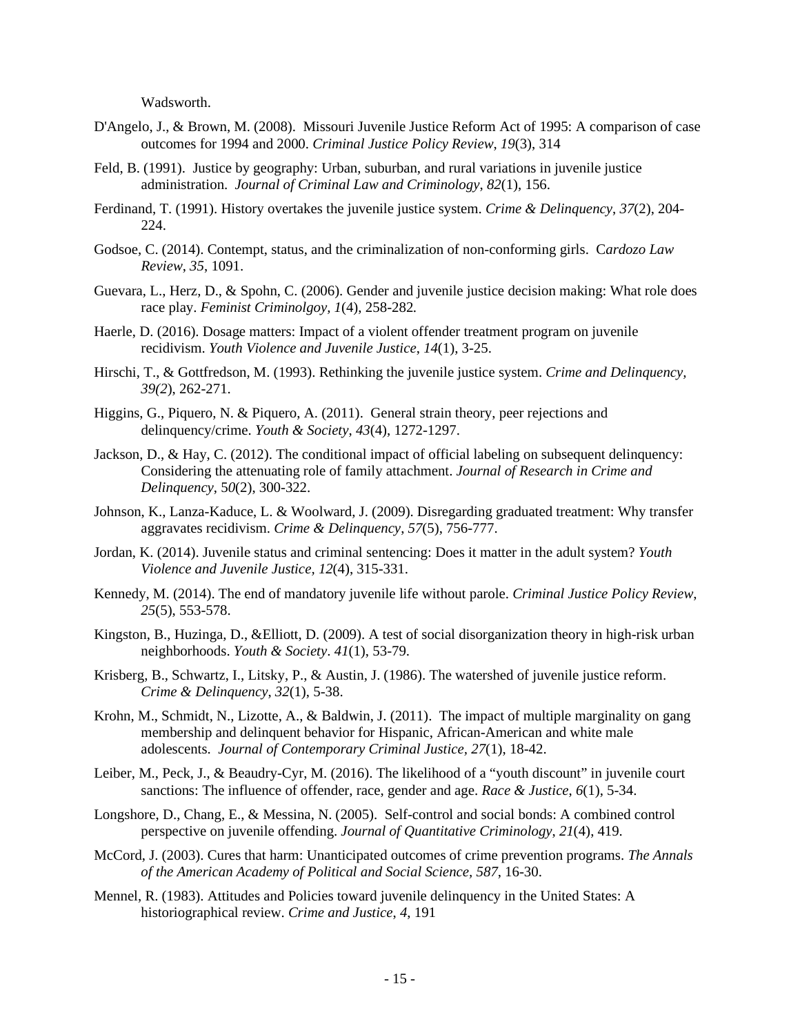Wadsworth.

D'Angelo, J., & Brown, M. (2008). Missouri Juvenile Justice Reform Act of 1995: A comparison of case outcomes for 1994 and 2000. *Criminal Justice Policy Review*, *19*(3), 314

Feld, B. (1991). Justice by geography: Urban, suburban, and rural variations in juvenile justice administration. *Journal of Criminal Law and Criminology*, *82*(1), 156.

Ferdinand, T. (1991). History overtakes the juvenile justice system. *Crime & Delinquency*, *37*(2), 204-224.

Godsoe, C. (2014). Contempt, status, and the criminalization of non-conforming girls. C*ardozo Law Review*, *35*, 1091.

Guevara, L., Herz, D., & Spohn, C. (2006). Gender and juvenile justice decision making: What role does race play. *Feminist Criminolgoy*, *1*(4), 258-282*.*

Haerle, D. (2016). Dosage matters: Impact of a violent offender treatment program on juvenile recidivism. *Youth Violence and Juvenile Justice*, *14*(1), 3-25.

Hirschi, T., & Gottfredson, M. (1993). Rethinking the juvenile justice system. *Crime and Delinquency, 39(2*), 262-271.

Higgins, G., Piquero, N. & Piquero, A. (2011). General strain theory, peer rejections and delinquency/crime. *Youth & Society*, *43*(4), 1272-1297.

Jackson, D., & Hay, C. (2012). The conditional impact of official labeling on subsequent delinquency: Considering the attenuating role of family attachment. *Journal of Research in Crime and Delinquency*, 5*0*(2), 300-322.

Johnson, K., Lanza-Kaduce, L. & Woolward, J. (2009). Disregarding graduated treatment: Why transfer aggravates recidivism. *Crime & Delinquency*, *57*(5), 756-777.

Jordan, K. (2014). Juvenile status and criminal sentencing: Does it matter in the adult system? *Youth Violence and Juvenile Justice, 12*(4), 315-331.

Kennedy, M. (2014). The end of mandatory juvenile life without parole. *Criminal Justice Policy Review*, *25*(5), 553-578.

Kingston, B., Huzinga, D., &Elliott, D. (2009). A test of social disorganization theory in high-risk urban neighborhoods. *Youth & Society*. *41*(1), 53-79.

Krisberg, B., Schwartz, I., Litsky, P., & Austin, J. (1986). The watershed of juvenile justice reform. *Crime & Delinquency*, *32*(1), 5-38.

Krohn, M., Schmidt, N., Lizotte, A., & Baldwin, J. (2011). The impact of multiple marginality on gang membership and delinquent behavior for Hispanic, African-American and white male adolescents. *Journal of Contemporary Criminal Justice*, *27*(1), 18-42.

Leiber, M., Peck, J., & Beaudry-Cyr, M. (2016). The likelihood of a "youth discount" in juvenile court sanctions: The influence of offender, race, gender and age. *Race & Justice*, *6*(1), 5-34.

Longshore, D., Chang, E., & Messina, N. (2005). Self-control and social bonds: A combined control perspective on juvenile offending. *Journal of Quantitative Criminology*, *21*(4), 419.

McCord, J. (2003). Cures that harm: Unanticipated outcomes of crime prevention programs. *The Annals of the American Academy of Political and Social Science*, *587*, 16-30.

Mennel, R. (1983). Attitudes and Policies toward juvenile delinquency in the United States: A historiographical review. *Crime and Justice*, *4*, 191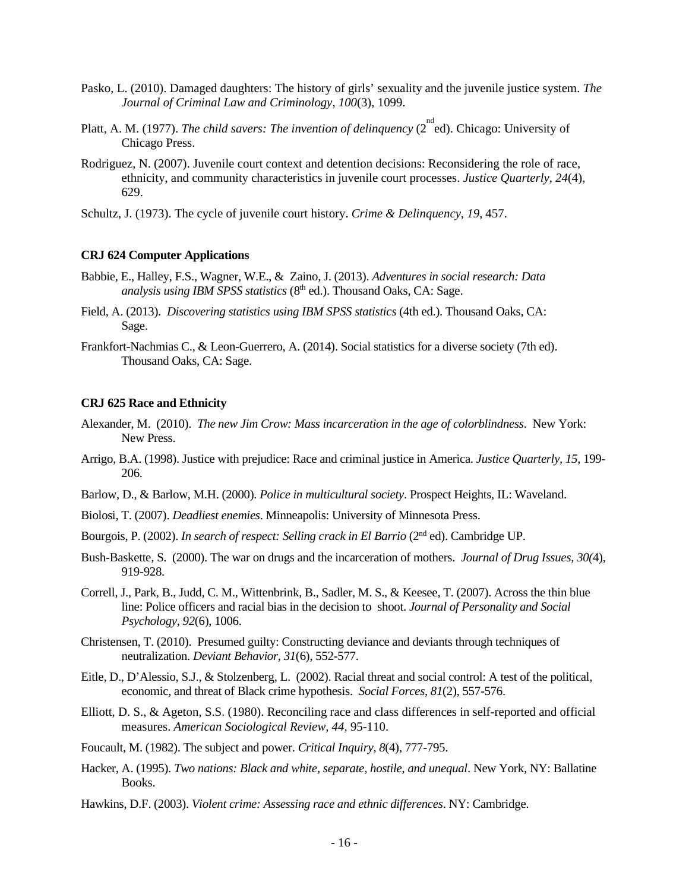Pasko, L. (2010). Damaged daughters: The history of girls' sexuality and the juvenile justice system. *The Journal of Criminal Law and Criminology*, *100*(3), 1099.

Platt, A. M. (1977). *The child savers: The invention of delinquency* (2nd ed). Chicago: University of Chicago Press.

Rodriguez, N. (2007). Juvenile court context and detention decisions: Reconsidering the role of race, ethnicity, and community characteristics in juvenile court processes. *Justice Quarterly*, *24*(4), 629.

Schultz, J. (1973). The cycle of juvenile court history. *Crime & Delinquency*, *19*, 457.

**CRJ 624 Computer Applications**

Babbie, E., Halley, F.S., Wagner, W.E., & Zaino, J. (2013). *Adventures in social research: Data analysis using IBM SPSS statistics* (8th ed.). Thousand Oaks, CA: Sage.

Field, A. (2013). *Discovering statistics using IBM SPSS statistics* (4th ed.). Thousand Oaks, CA: Sage.

Frankfort-Nachmias C., & Leon-Guerrero, A. (2014). Social statistics for a diverse society (7th ed). Thousand Oaks, CA: Sage.

**CRJ 625 Race and Ethnicity**

Alexander, M. (2010). *The new Jim Crow: Mass incarceration in the age of colorblindness*. New York: New Press.

Arrigo, B.A. (1998). Justice with prejudice: Race and criminal justice in America. *Justice Quarterly, 15,* 199-206.

Barlow, D., & Barlow, M.H. (2000). *Police in multicultural society*. Prospect Heights, IL: Waveland.

Biolosi, T. (2007). *Deadliest enemies*. Minneapolis: University of Minnesota Press.

Bourgois, P. (2002). *In search of respect: Selling crack in El Barrio* (2nd ed). Cambridge UP.

Bush-Baskette, S. (2000). The war on drugs and the incarceration of mothers. *Journal of Drug Issues, 30(*4), 919-928.

Correll, J., Park, B., Judd, C. M., Wittenbrink, B., Sadler, M. S., & Keesee, T. (2007). Across the thin blue line: Police officers and racial bias in the decision to shoot. *Journal of Personality and Social Psychology, 92*(6), 1006.

Christensen, T. (2010). Presumed guilty: Constructing deviance and deviants through techniques of neutralization. *Deviant Behavior, 31*(6), 552-577.

Eitle, D., D'Alessio, S.J., & Stolzenberg, L. (2002). Racial threat and social control: A test of the political, economic, and threat of Black crime hypothesis. *Social Forces, 81*(2), 557-576.

Elliott, D. S., & Ageton, S.S. (1980). Reconciling race and class differences in self-reported and official measures. *American Sociological Review, 44,* 95-110.

Foucault, M. (1982). The subject and power. *Critical Inquiry, 8*(4), 777-795.

Hacker, A. (1995). *Two nations: Black and white, separate, hostile, and unequal*. New York, NY: Ballatine Books.

Hawkins, D.F. (2003). *Violent crime: Assessing race and ethnic differences*. NY: Cambridge.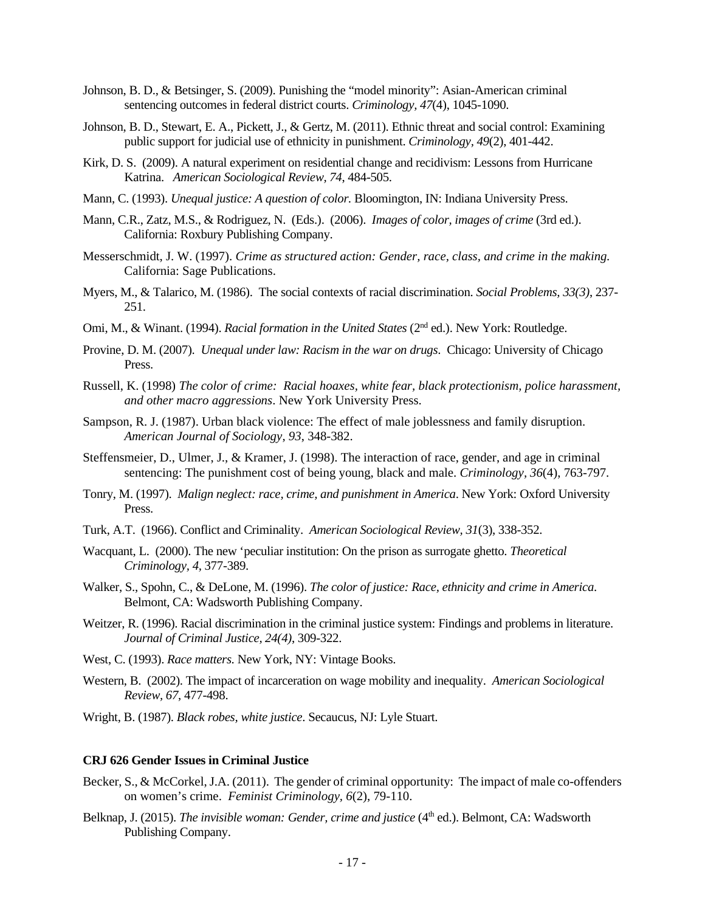Johnson, B. D., & Betsinger, S. (2009). Punishing the "model minority": Asian-American criminal sentencing outcomes in federal district courts. *Criminology, 47*(4), 1045-1090.

Johnson, B. D., Stewart, E. A., Pickett, J., & Gertz, M. (2011). Ethnic threat and social control: Examining public support for judicial use of ethnicity in punishment. *Criminology, 49*(2), 401-442.

Kirk, D. S. (2009). A natural experiment on residential change and recidivism: Lessons from Hurricane Katrina. *American Sociological Review, 74*, 484-505.

Mann, C. (1993). *Unequal justice: A question of color.* Bloomington, IN: Indiana University Press.

Mann, C.R., Zatz, M.S., & Rodriguez, N. (Eds.). (2006). *Images of color, images of crime* (3rd ed.). California: Roxbury Publishing Company.

Messerschmidt, J. W. (1997). *Crime as structured action: Gender, race, class, and crime in the making.* California: Sage Publications.

Myers, M., & Talarico, M. (1986). The social contexts of racial discrimination. *Social Problems, 33(3)*, 237-251.

Omi, M., & Winant. (1994). *Racial formation in the United States* (2nd ed.). New York: Routledge.

Provine, D. M. (2007). *Unequal under law: Racism in the war on drugs*. Chicago: University of Chicago Press.

Russell, K. (1998) *The color of crime: Racial hoaxes, white fear, black protectionism, police harassment, and other macro aggressions*. New York University Press.

Sampson, R. J. (1987). Urban black violence: The effect of male joblessness and family disruption. *American Journal of Sociology, 93*, 348-382.

Steffensmeier, D., Ulmer, J., & Kramer, J. (1998). The interaction of race, gender, and age in criminal sentencing: The punishment cost of being young, black and male. *Criminology, 36*(4), 763-797.

Tonry, M. (1997). *Malign neglect: race, crime, and punishment in America*. New York: Oxford University Press.

Turk, A.T. (1966). Conflict and Criminality. *American Sociological Review, 31*(3), 338-352.

Wacquant, L. (2000). The new 'peculiar institution: On the prison as surrogate ghetto. *Theoretical Criminology, 4*, 377-389.

Walker, S., Spohn, C., & DeLone, M. (1996). *The color of justice: Race, ethnicity and crime in America.* Belmont, CA: Wadsworth Publishing Company.

Weitzer, R. (1996). Racial discrimination in the criminal justice system: Findings and problems in literature. *Journal of Criminal Justice, 24(4)*, 309-322.

West, C. (1993). *Race matters.* New York, NY: Vintage Books.

Western, B. (2002). The impact of incarceration on wage mobility and inequality. *American Sociological Review, 67*, 477-498.

Wright, B. (1987). *Black robes, white justice*. Secaucus, NJ: Lyle Stuart.

**CRJ 626 Gender Issues in Criminal Justice**

Becker, S., & McCorkel, J.A. (2011). The gender of criminal opportunity: The impact of male co-offenders on women's crime. *Feminist Criminology, 6*(2), 79-110.

Belknap, J. (2015). *The invisible woman: Gender, crime and justice* (4th ed.). Belmont, CA: Wadsworth Publishing Company.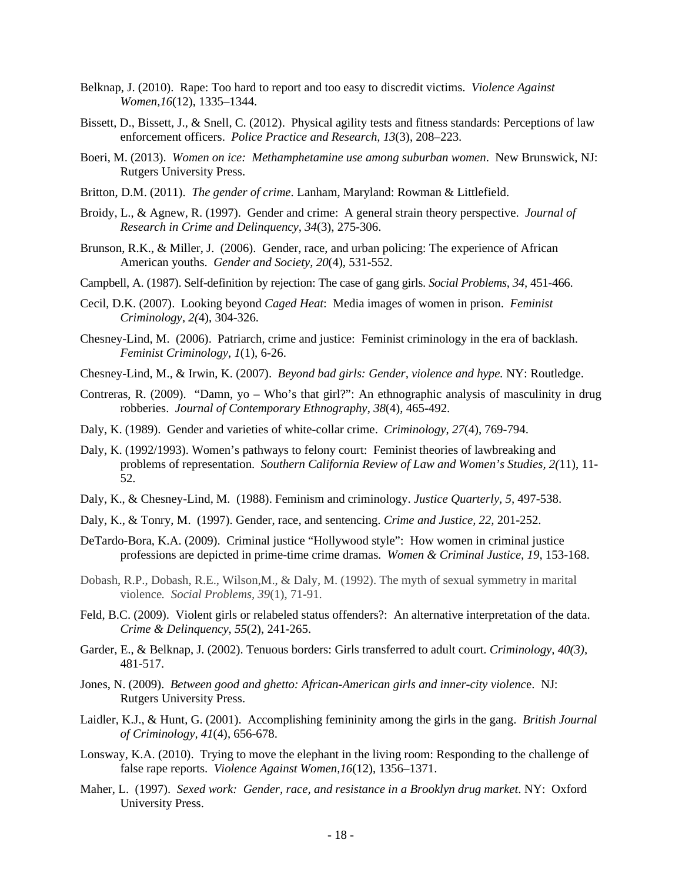Belknap, J. (2010). Rape: Too hard to report and too easy to discredit victims. *Violence Against Women,16*(12), 1335–1344.

Bissett, D., Bissett, J., & Snell, C. (2012). Physical agility tests and fitness standards: Perceptions of law enforcement officers. *Police Practice and Research, 13*(3), 208–223.

Boeri, M. (2013). *Women on ice: Methamphetamine use among suburban women*. New Brunswick, NJ: Rutgers University Press.

Britton, D.M. (2011). *The gender of crime*. Lanham, Maryland: Rowman & Littlefield.

Broidy, L., & Agnew, R. (1997). Gender and crime: A general strain theory perspective. *Journal of Research in Crime and Delinquency*, *34*(3), 275-306.

Brunson, R.K., & Miller, J. (2006). Gender, race, and urban policing: The experience of African American youths. *Gender and Society, 20*(4), 531-552.

Campbell, A. (1987). Self-definition by rejection: The case of gang girls. *Social Problems, 34*, 451-466.

Cecil, D.K. (2007). Looking beyond *Caged Heat*: Media images of women in prison. *Feminist Criminology, 2(*4), 304-326.

Chesney-Lind, M. (2006). Patriarch, crime and justice: Feminist criminology in the era of backlash. *Feminist Criminology*, *1*(1), 6-26.

Chesney-Lind, M., & Irwin, K. (2007). *Beyond bad girls: Gender, violence and hype.* NY: Routledge.

Contreras, R. (2009). "Damn, yo – Who's that girl?": An ethnographic analysis of masculinity in drug robberies. *Journal of Contemporary Ethnography*, *38*(4), 465-492.

Daly, K. (1989). Gender and varieties of white-collar crime. *Criminology*, *27*(4), 769-794.

Daly, K. (1992/1993). Women's pathways to felony court: Feminist theories of lawbreaking and problems of representation. *Southern California Review of Law and Women's Studies*, *2(*11), 11-52.

Daly, K., & Chesney-Lind, M. (1988). Feminism and criminology. *Justice Quarterly*, *5*, 497-538.

Daly, K., & Tonry, M. (1997). Gender, race, and sentencing. *Crime and Justice, 22*, 201-252.

DeTardo-Bora, K.A. (2009). Criminal justice "Hollywood style": How women in criminal justice professions are depicted in prime-time crime dramas. *Women & Criminal Justice*, *19*, 153-168.

Dobash, R.P., Dobash, R.E., Wilson,M., & Daly, M. (1992). The myth of sexual symmetry in marital violence*. Social Problems*, *39*(1), 71-91.

Feld, B.C. (2009). Violent girls or relabeled status offenders?: An alternative interpretation of the data. *Crime & Delinquency*, *55*(2), 241-265.

Garder, E., & Belknap, J. (2002). Tenuous borders: Girls transferred to adult court. *Criminology, 40(3)*, 481-517.

Jones, N. (2009). *Between good and ghetto: African-American girls and inner-city violenc*e. NJ: Rutgers University Press.

Laidler, K.J., & Hunt, G. (2001). Accomplishing femininity among the girls in the gang. *British Journal of Criminology*, *41*(4), 656-678.

Lonsway, K.A. (2010). Trying to move the elephant in the living room: Responding to the challenge of false rape reports. *Violence Against Women,16*(12), 1356–1371.

Maher, L. (1997). *Sexed work: Gender, race, and resistance in a Brooklyn drug market*. NY: Oxford University Press.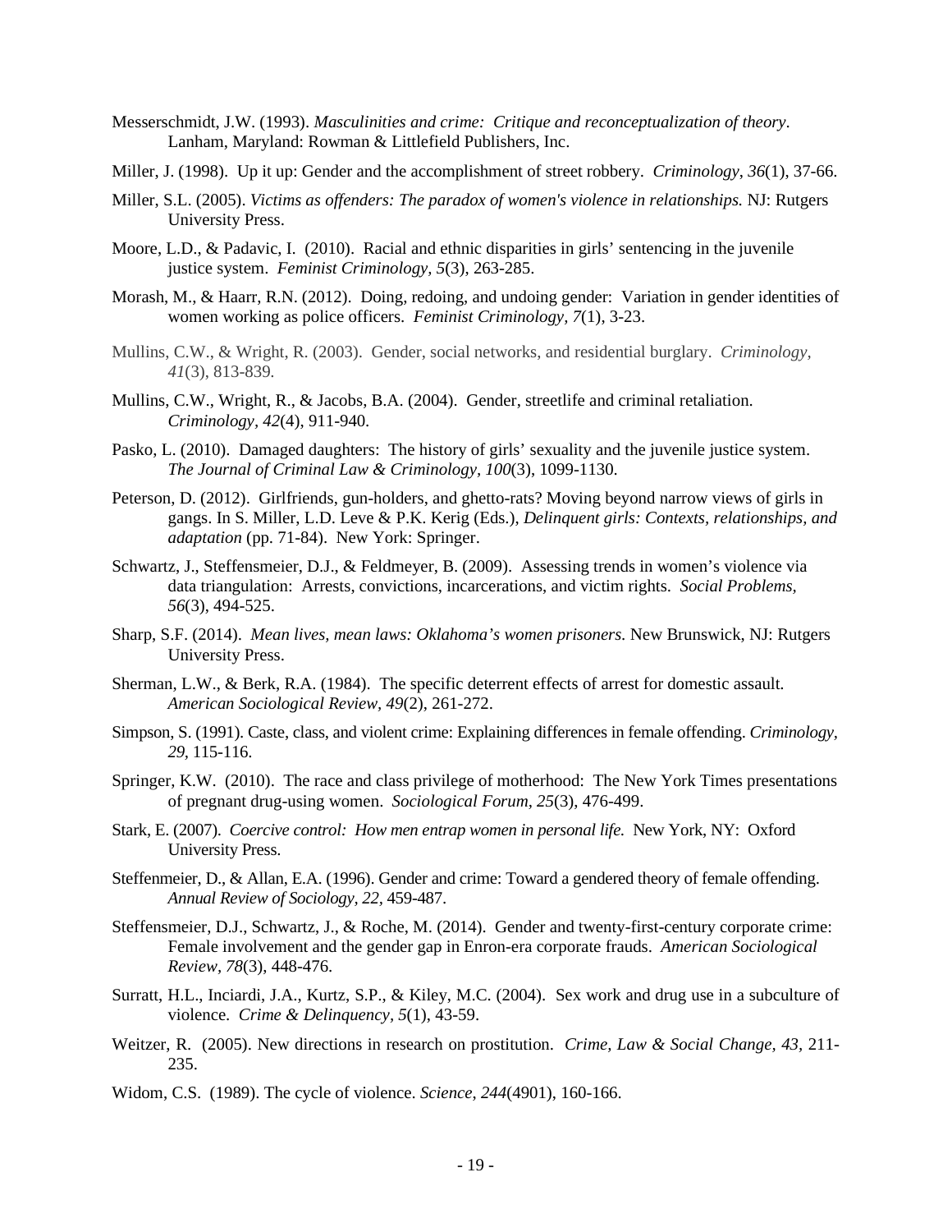Messerschmidt, J.W. (1993). *Masculinities and crime: Critique and reconceptualization of theory*. Lanham, Maryland: Rowman & Littlefield Publishers, Inc.

Miller, J. (1998). Up it up: Gender and the accomplishment of street robbery. *Criminology*, *36*(1), 37-66.

Miller, S.L. (2005). *Victims as offenders: The paradox of women's violence in relationships.* NJ: Rutgers University Press.

Moore, L.D., & Padavic, I. (2010). Racial and ethnic disparities in girls' sentencing in the juvenile justice system. *Feminist Criminology*, *5*(3), 263-285.

Morash, M., & Haarr, R.N. (2012). Doing, redoing, and undoing gender: Variation in gender identities of women working as police officers. *Feminist Criminology, 7*(1), 3-23.

Mullins, C.W., & Wright, R. (2003). Gender, social networks, and residential burglary. *Criminology, 41*(3), 813-839.

Mullins, C.W., Wright, R., & Jacobs, B.A. (2004). Gender, streetlife and criminal retaliation. *Criminology, 42*(4), 911-940.

Pasko, L. (2010). Damaged daughters: The history of girls' sexuality and the juvenile justice system. *The Journal of Criminal Law & Criminology, 100*(3), 1099-1130.

Peterson, D. (2012). Girlfriends, gun-holders, and ghetto-rats? Moving beyond narrow views of girls in gangs. In S. Miller, L.D. Leve & P.K. Kerig (Eds.), *Delinquent girls: Contexts, relationships, and adaptation* (pp. 71-84). New York: Springer.

Schwartz, J., Steffensmeier, D.J., & Feldmeyer, B. (2009). Assessing trends in women's violence via data triangulation: Arrests, convictions, incarcerations, and victim rights. *Social Problems, 56*(3), 494-525.

Sharp, S.F. (2014). *Mean lives, mean laws: Oklahoma's women prisoners.* New Brunswick, NJ: Rutgers University Press.

Sherman, L.W., & Berk, R.A. (1984). The specific deterrent effects of arrest for domestic assault. *American Sociological Review, 49*(2), 261-272.

Simpson, S. (1991). Caste, class, and violent crime: Explaining differences in female offending. *Criminology, 29*, 115-116.

Springer, K.W. (2010). The race and class privilege of motherhood: The New York Times presentations of pregnant drug-using women. *Sociological Forum, 25*(3), 476-499.

Stark, E. (2007). *Coercive control: How men entrap women in personal life.* New York, NY: Oxford University Press.

Steffenmeier, D., & Allan, E.A. (1996). Gender and crime: Toward a gendered theory of female offending. *Annual Review of Sociology, 22*, 459-487.

Steffensmeier, D.J., Schwartz, J., & Roche, M. (2014). Gender and twenty-first-century corporate crime: Female involvement and the gender gap in Enron-era corporate frauds. *American Sociological Review, 78*(3), 448-476.

Surratt, H.L., Inciardi, J.A., Kurtz, S.P., & Kiley, M.C. (2004). Sex work and drug use in a subculture of violence. *Crime & Delinquency, 5*(1), 43-59.

Weitzer, R. (2005). New directions in research on prostitution. *Crime, Law & Social Change, 43*, 211-235.

Widom, C.S. (1989). The cycle of violence. *Science, 244*(4901), 160-166.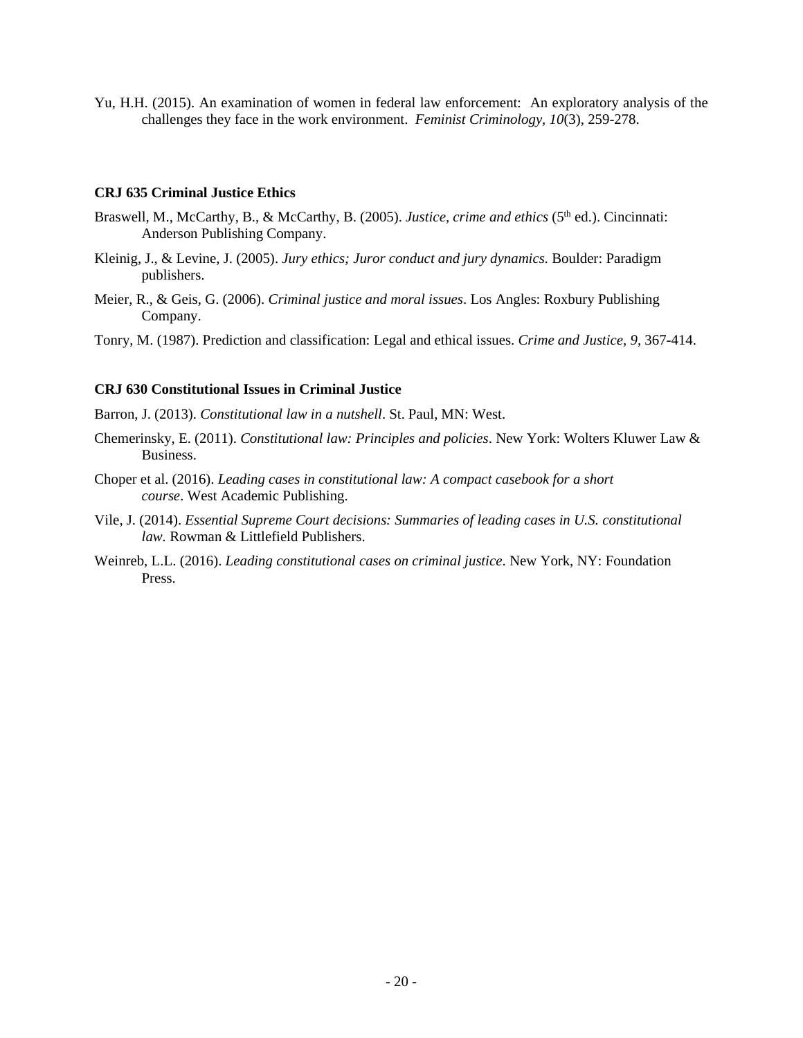Yu, H.H. (2015). An examination of women in federal law enforcement: An exploratory analysis of the challenges they face in the work environment. *Feminist Criminology*, *10*(3), 259-278.

**CRJ 635 Criminal Justice Ethics**

Braswell, M., McCarthy, B., & McCarthy, B. (2005). *Justice, crime and ethics* (5th ed.). Cincinnati: Anderson Publishing Company.

Kleinig, J., & Levine, J. (2005). *Jury ethics; Juror conduct and jury dynamics.* Boulder: Paradigm publishers.

Meier, R., & Geis, G. (2006). *Criminal justice and moral issues*. Los Angles: Roxbury Publishing Company.

Tonry, M. (1987). Prediction and classification: Legal and ethical issues. *Crime and Justice, 9*, 367-414.

**CRJ 630 Constitutional Issues in Criminal Justice**

Barron, J. (2013). *Constitutional law in a nutshell*. St. Paul, MN: West.

Chemerinsky, E. (2011). *Constitutional law: Principles and policies*. New York: Wolters Kluwer Law & Business.

Choper et al. (2016). *Leading cases in constitutional law: A compact casebook for a short course*. West Academic Publishing.

Vile, J. (2014). *Essential Supreme Court decisions: Summaries of leading cases in U.S. constitutional law.* Rowman & Littlefield Publishers.

Weinreb, L.L. (2016). *Leading constitutional cases on criminal justice*. New York, NY: Foundation Press.